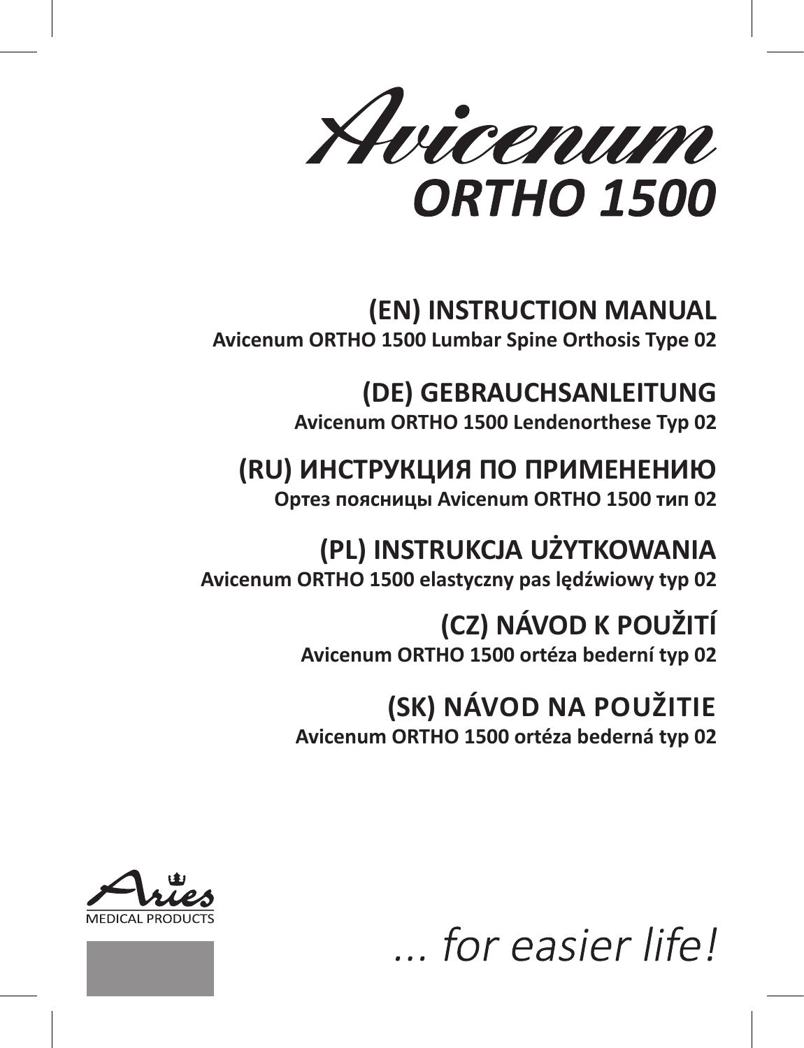# Avicenum
# ORTHO 1500

## (EN) INSTRUCTION MANUAL
**Avicenum ORTHO 1500 Lumbar Spine Orthosis Type 02**

## (DE) GEBRAUCHSANLEITUNG
**Avicenum ORTHO 1500 Lendenorthese Typ 02**

## (RU) ИНСТРУКЦИЯ ПО ПРИМЕНЕНИЮ
**Ортез поясницы Avicenum ORTHO 1500 тип 02**

## (PL) INSTRUKCJA UŻYTKOWANIA
**Avicenum ORTHO 1500 elastyczny pas lędźwiowy typ 02**

## (CZ) NÁVOD K POUŽITÍ
**Avicenum ORTHO 1500 ortéza bederní typ 02**

## (SK) NÁVOD NA POUŽITIE
**Avicenum ORTHO 1500 ortéza bederná typ 02**

Aries
MEDICAL PRODUCTS

*... for easier life!*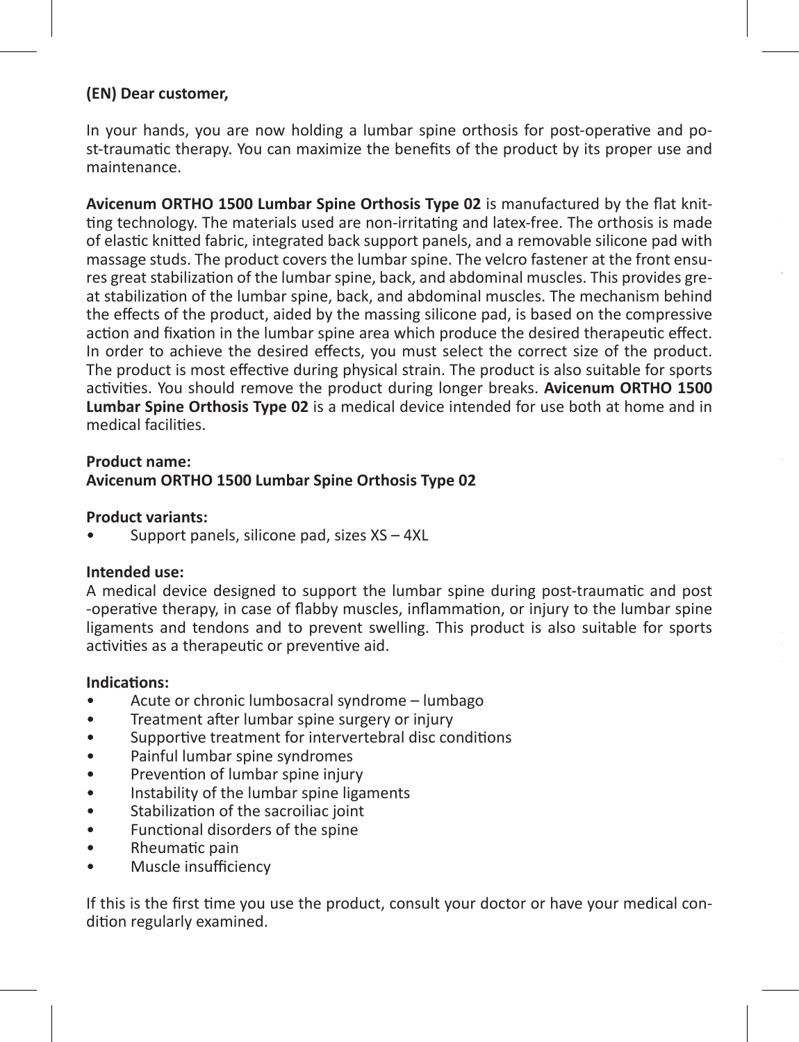**(EN) Dear customer,**

In your hands, you are now holding a lumbar spine orthosis for post-operative and post-traumatic therapy. You can maximize the benefits of the product by its proper use and maintenance.

**Avicenum ORTHO 1500 Lumbar Spine Orthosis Type 02** is manufactured by the flat knitting technology. The materials used are non-irritating and latex-free. The orthosis is made of elastic knitted fabric, integrated back support panels, and a removable silicone pad with massage studs. The product covers the lumbar spine. The velcro fastener at the front ensures great stabilization of the lumbar spine, back, and abdominal muscles. This provides great stabilization of the lumbar spine, back, and abdominal muscles. The mechanism behind the effects of the product, aided by the massing silicone pad, is based on the compressive action and fixation in the lumbar spine area which produce the desired therapeutic effect. In order to achieve the desired effects, you must select the correct size of the product. The product is most effective during physical strain. The product is also suitable for sports activities. You should remove the product during longer breaks. **Avicenum ORTHO 1500 Lumbar Spine Orthosis Type 02** is a medical device intended for use both at home and in medical facilities.

**Product name:**
**Avicenum ORTHO 1500 Lumbar Spine Orthosis Type 02**

**Product variants:**

- Support panels, silicone pad, sizes XS – 4XL

**Intended use:**
A medical device designed to support the lumbar spine during post-traumatic and post-operative therapy, in case of flabby muscles, inflammation, or injury to the lumbar spine ligaments and tendons and to prevent swelling. This product is also suitable for sports activities as a therapeutic or preventive aid.

**Indications:**

- Acute or chronic lumbosacral syndrome – lumbago
- Treatment after lumbar spine surgery or injury
- Supportive treatment for intervertebral disc conditions
- Painful lumbar spine syndromes
- Prevention of lumbar spine injury
- Instability of the lumbar spine ligaments
- Stabilization of the sacroiliac joint
- Functional disorders of the spine
- Rheumatic pain
- Muscle insufficiency

If this is the first time you use the product, consult your doctor or have your medical condition regularly examined.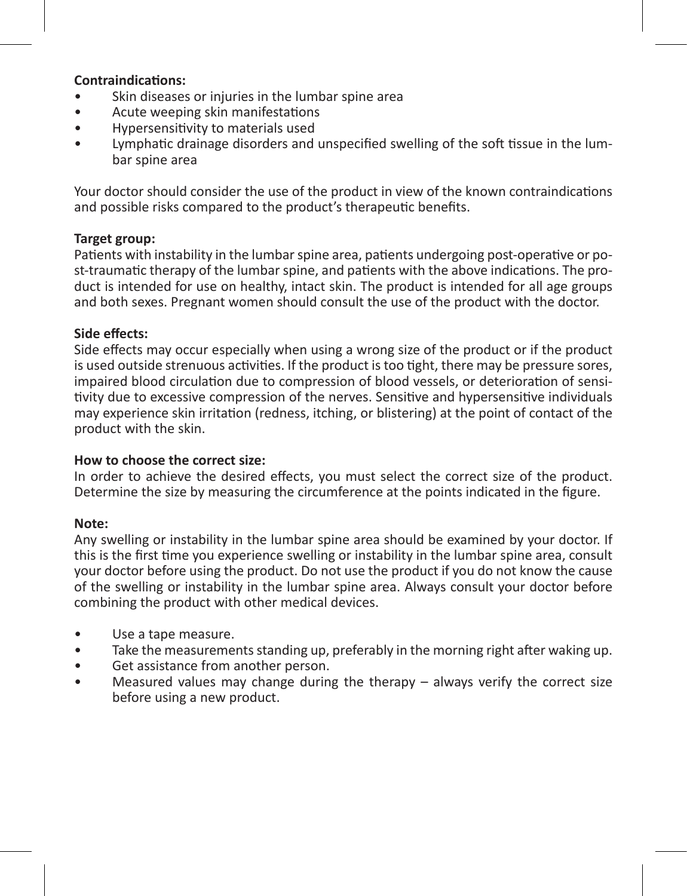**Contraindications:**

- Skin diseases or injuries in the lumbar spine area
- Acute weeping skin manifestations
- Hypersensitivity to materials used
- Lymphatic drainage disorders and unspecified swelling of the soft tissue in the lumbar spine area

Your doctor should consider the use of the product in view of the known contraindications and possible risks compared to the product's therapeutic benefits.

**Target group:**
Patients with instability in the lumbar spine area, patients undergoing post-operative or post-traumatic therapy of the lumbar spine, and patients with the above indications. The product is intended for use on healthy, intact skin. The product is intended for all age groups and both sexes. Pregnant women should consult the use of the product with the doctor.

**Side effects:**
Side effects may occur especially when using a wrong size of the product or if the product is used outside strenuous activities. If the product is too tight, there may be pressure sores, impaired blood circulation due to compression of blood vessels, or deterioration of sensitivity due to excessive compression of the nerves. Sensitive and hypersensitive individuals may experience skin irritation (redness, itching, or blistering) at the point of contact of the product with the skin.

**How to choose the correct size:**
In order to achieve the desired effects, you must select the correct size of the product. Determine the size by measuring the circumference at the points indicated in the figure.

**Note:**
Any swelling or instability in the lumbar spine area should be examined by your doctor. If this is the first time you experience swelling or instability in the lumbar spine area, consult your doctor before using the product. Do not use the product if you do not know the cause of the swelling or instability in the lumbar spine area. Always consult your doctor before combining the product with other medical devices.

- Use a tape measure.
- Take the measurements standing up, preferably in the morning right after waking up.
- Get assistance from another person.
- Measured values may change during the therapy – always verify the correct size before using a new product.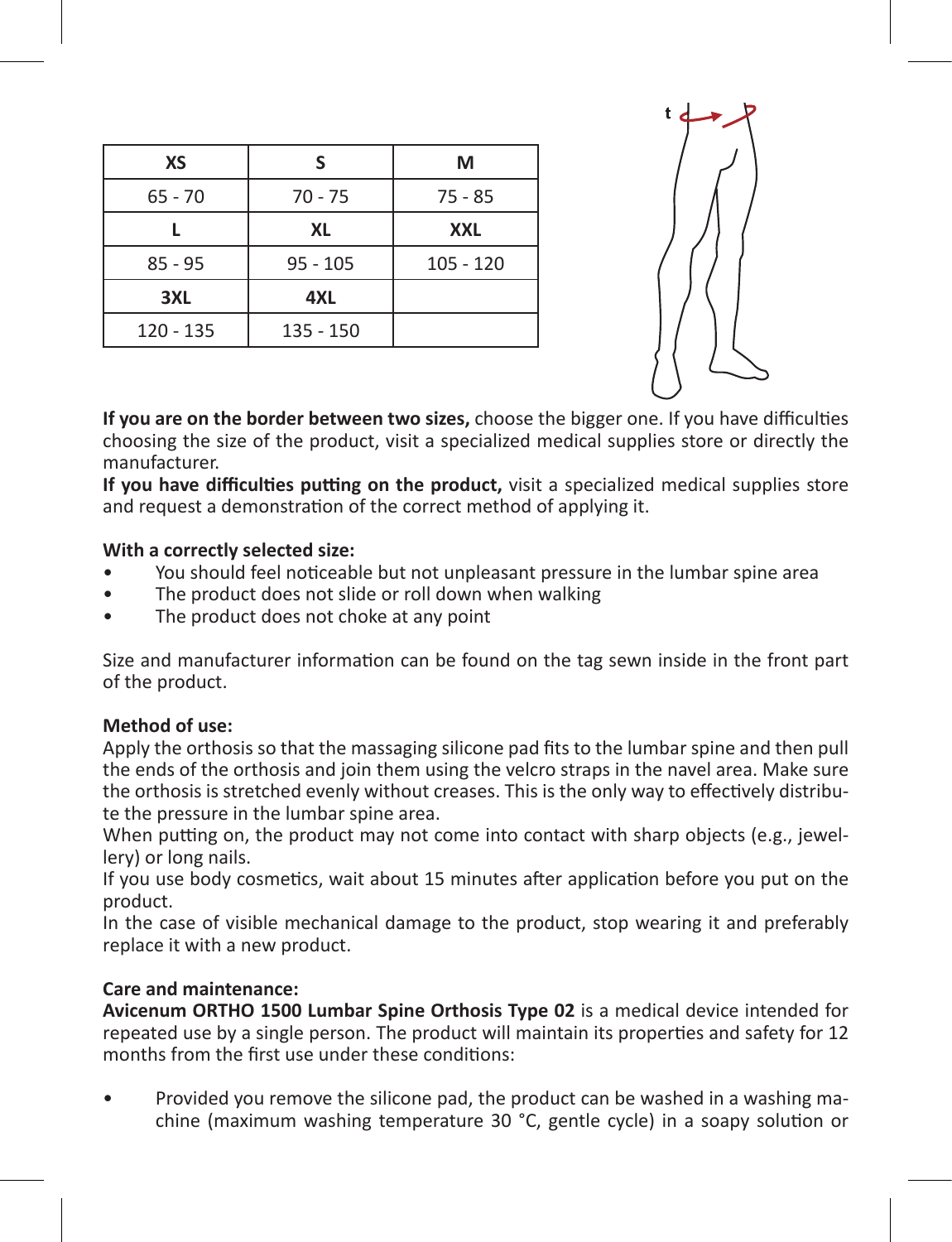| XS | S | M |
|---|---|---|
| 65 - 70 | 70 - 75 | 75 - 85 |
| **L** | **XL** | **XXL** |
| 85 - 95 | 95 - 105 | 105 - 120 |
| **3XL** | **4XL** | |
| 120 - 135 | 135 - 150 | |

**If you are on the border between two sizes,** choose the bigger one. If you have difficulties choosing the size of the product, visit a specialized medical supplies store or directly the manufacturer.

**If you have difficulties putting on the product,** visit a specialized medical supplies store and request a demonstration of the correct method of applying it.

**With a correctly selected size:**

- You should feel noticeable but not unpleasant pressure in the lumbar spine area
- The product does not slide or roll down when walking
- The product does not choke at any point

Size and manufacturer information can be found on the tag sewn inside in the front part of the product.

**Method of use:**

Apply the orthosis so that the massaging silicone pad fits to the lumbar spine and then pull the ends of the orthosis and join them using the velcro straps in the navel area. Make sure the orthosis is stretched evenly without creases. This is the only way to effectively distribute the pressure in the lumbar spine area.

When putting on, the product may not come into contact with sharp objects (e.g., jewellery) or long nails.

If you use body cosmetics, wait about 15 minutes after application before you put on the product.

In the case of visible mechanical damage to the product, stop wearing it and preferably replace it with a new product.

**Care and maintenance:**

**Avicenum ORTHO 1500 Lumbar Spine Orthosis Type 02** is a medical device intended for repeated use by a single person. The product will maintain its properties and safety for 12 months from the first use under these conditions:

- Provided you remove the silicone pad, the product can be washed in a washing machine (maximum washing temperature 30 °C, gentle cycle) in a soapy solution or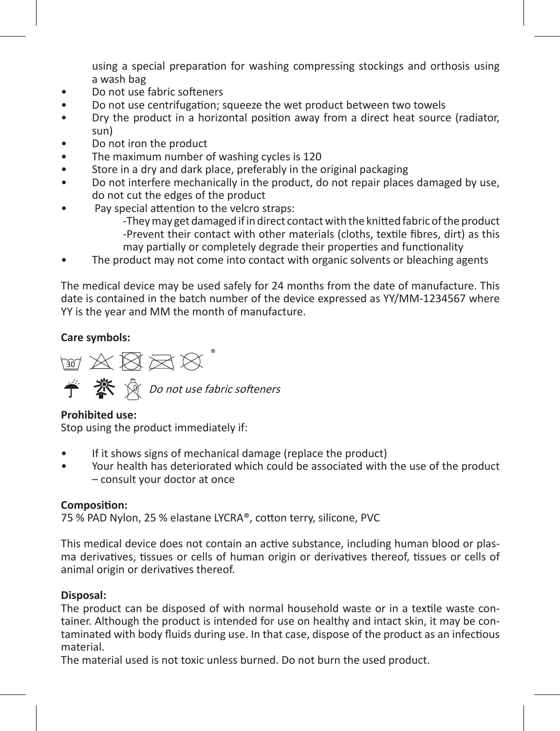using a special preparation for washing compressing stockings and orthosis using a wash bag

- Do not use fabric softeners
- Do not use centrifugation; squeeze the wet product between two towels
- Dry the product in a horizontal position away from a direct heat source (radiator, sun)
- Do not iron the product
- The maximum number of washing cycles is 120
- Store in a dry and dark place, preferably in the original packaging
- Do not interfere mechanically in the product, do not repair places damaged by use, do not cut the edges of the product
- Pay special attention to the velcro straps:
  - -They may get damaged if in direct contact with the knitted fabric of the product
  - -Prevent their contact with other materials (cloths, textile fibres, dirt) as this may partially or completely degrade their properties and functionality
- The product may not come into contact with organic solvents or bleaching agents

The medical device may be used safely for 24 months from the date of manufacture. This date is contained in the batch number of the device expressed as YY/MM-1234567 where YY is the year and MM the month of manufacture.

**Care symbols:**

30 ®

*Do not use fabric softeners*

**Prohibited use:**
Stop using the product immediately if:

- If it shows signs of mechanical damage (replace the product)
- Your health has deteriorated which could be associated with the use of the product – consult your doctor at once

**Composition:**
75 % PAD Nylon, 25 % elastane LYCRA®, cotton terry, silicone, PVC

This medical device does not contain an active substance, including human blood or plasma derivatives, tissues or cells of human origin or derivatives thereof, tissues or cells of animal origin or derivatives thereof.

**Disposal:**
The product can be disposed of with normal household waste or in a textile waste container. Although the product is intended for use on healthy and intact skin, it may be contaminated with body fluids during use. In that case, dispose of the product as an infectious material.
The material used is not toxic unless burned. Do not burn the used product.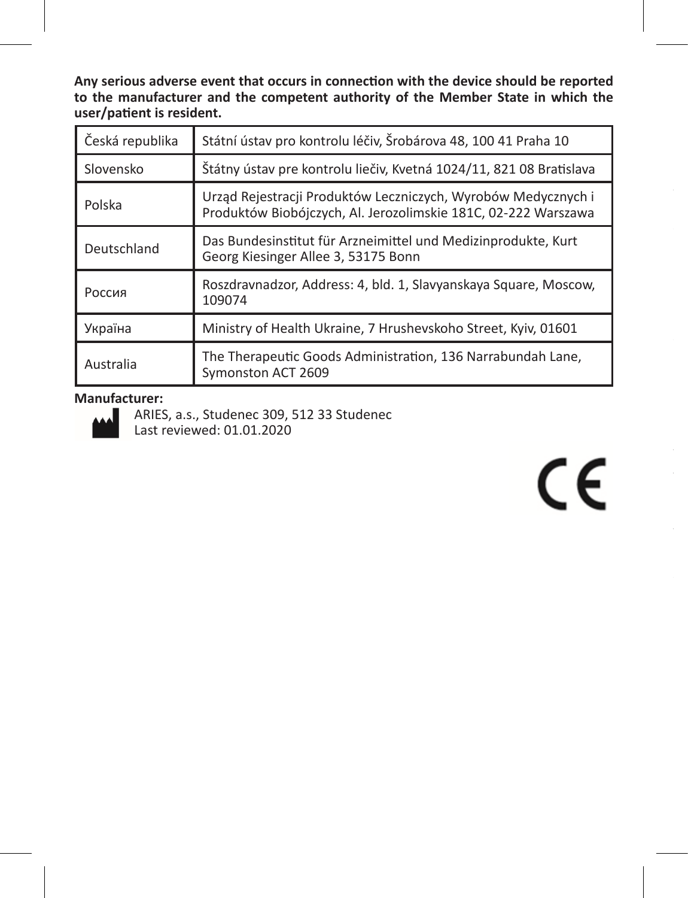**Any serious adverse event that occurs in connection with the device should be reported to the manufacturer and the competent authority of the Member State in which the user/patient is resident.**

| Česká republika | Státní ústav pro kontrolu léčiv, Šrobárova 48, 100 41 Praha 10 |
|---|---|
| Slovensko | Štátny ústav pre kontrolu liečiv, Kvetná 1024/11, 821 08 Bratislava |
| Polska | Urząd Rejestracji Produktów Leczniczych, Wyrobów Medycznych i Produktów Biobójczych, Al. Jerozolimskie 181C, 02-222 Warszawa |
| Deutschland | Das Bundesinstitut für Arzneimittel und Medizinprodukte, Kurt Georg Kiesinger Allee 3, 53175 Bonn |
| Россия | Roszdravnadzor, Address: 4, bld. 1, Slavyanskaya Square, Moscow, 109074 |
| Україна | Ministry of Health Ukraine, 7 Hrushevskoho Street, Kyiv, 01601 |
| Australia | The Therapeutic Goods Administration, 136 Narrabundah Lane, Symonston ACT 2609 |

**Manufacturer:**

ARIES, a.s., Studenec 309, 512 33 Studenec
Last reviewed: 01.01.2020

CE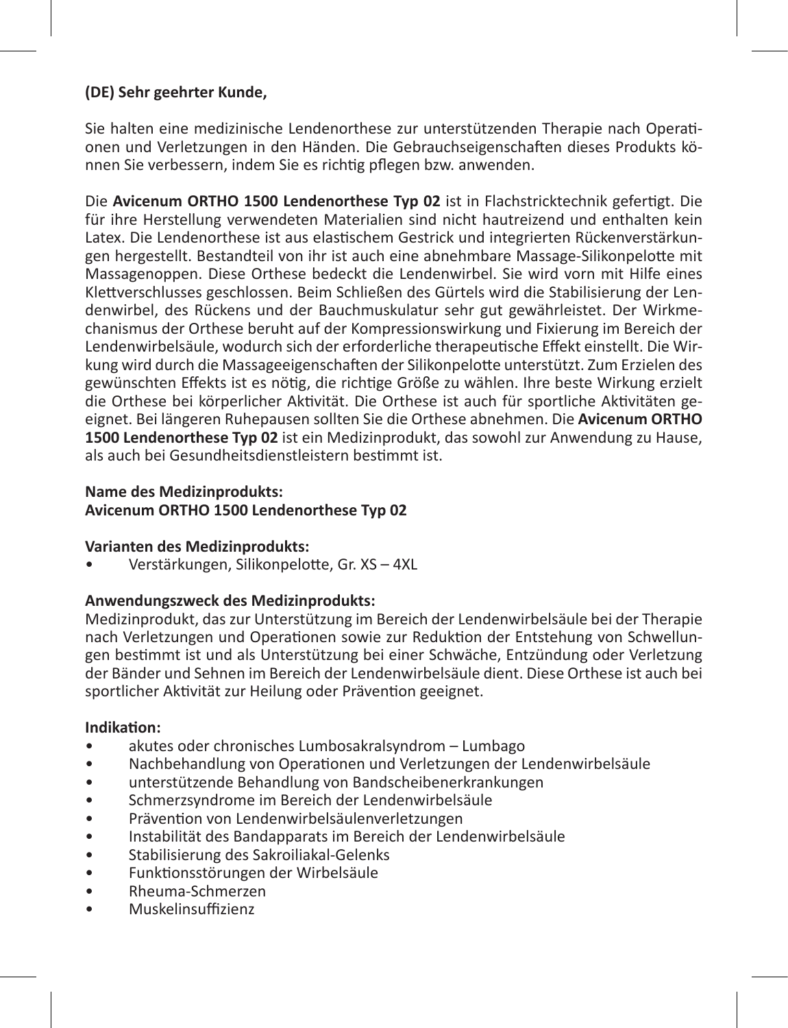**(DE) Sehr geehrter Kunde,**

Sie halten eine medizinische Lendenorthese zur unterstützenden Therapie nach Operationen und Verletzungen in den Händen. Die Gebrauchseigenschaften dieses Produkts können Sie verbessern, indem Sie es richtig pflegen bzw. anwenden.

Die **Avicenum ORTHO 1500 Lendenorthese Typ 02** ist in Flachstricktechnik gefertigt. Die für ihre Herstellung verwendeten Materialien sind nicht hautreizend und enthalten kein Latex. Die Lendenorthese ist aus elastischem Gestrick und integrierten Rückenverstärkungen hergestellt. Bestandteil von ihr ist auch eine abnehmbare Massage-Silikonpelotte mit Massagenoppen. Diese Orthese bedeckt die Lendenwirbel. Sie wird vorn mit Hilfe eines Klettverschlusses geschlossen. Beim Schließen des Gürtels wird die Stabilisierung der Lendenwirbel, des Rückens und der Bauchmuskulatur sehr gut gewährleistet. Der Wirkmechanismus der Orthese beruht auf der Kompressionswirkung und Fixierung im Bereich der Lendenwirbelsäule, wodurch sich der erforderliche therapeutische Effekt einstellt. Die Wirkung wird durch die Massageeigenschaften der Silikonpelotte unterstützt. Zum Erzielen des gewünschten Effekts ist es nötig, die richtige Größe zu wählen. Ihre beste Wirkung erzielt die Orthese bei körperlicher Aktivität. Die Orthese ist auch für sportliche Aktivitäten geeignet. Bei längeren Ruhepausen sollten Sie die Orthese abnehmen. Die **Avicenum ORTHO 1500 Lendenorthese Typ 02** ist ein Medizinprodukt, das sowohl zur Anwendung zu Hause, als auch bei Gesundheitsdienstleistern bestimmt ist.

**Name des Medizinprodukts:**
**Avicenum ORTHO 1500 Lendenorthese Typ 02**

**Varianten des Medizinprodukts:**

- Verstärkungen, Silikonpelotte, Gr. XS – 4XL

**Anwendungszweck des Medizinprodukts:**
Medizinprodukt, das zur Unterstützung im Bereich der Lendenwirbelsäule bei der Therapie nach Verletzungen und Operationen sowie zur Reduktion der Entstehung von Schwellungen bestimmt ist und als Unterstützung bei einer Schwäche, Entzündung oder Verletzung der Bänder und Sehnen im Bereich der Lendenwirbelsäule dient. Diese Orthese ist auch bei sportlicher Aktivität zur Heilung oder Prävention geeignet.

**Indikation:**

- akutes oder chronisches Lumbosakralsyndrom – Lumbago
- Nachbehandlung von Operationen und Verletzungen der Lendenwirbelsäule
- unterstützende Behandlung von Bandscheibenerkrankungen
- Schmerzsyndrome im Bereich der Lendenwirbelsäule
- Prävention von Lendenwirbelsäulenverletzungen
- Instabilität des Bandapparats im Bereich der Lendenwirbelsäule
- Stabilisierung des Sakroiliakal-Gelenks
- Funktionsstörungen der Wirbelsäule
- Rheuma-Schmerzen
- Muskelinsuffizienz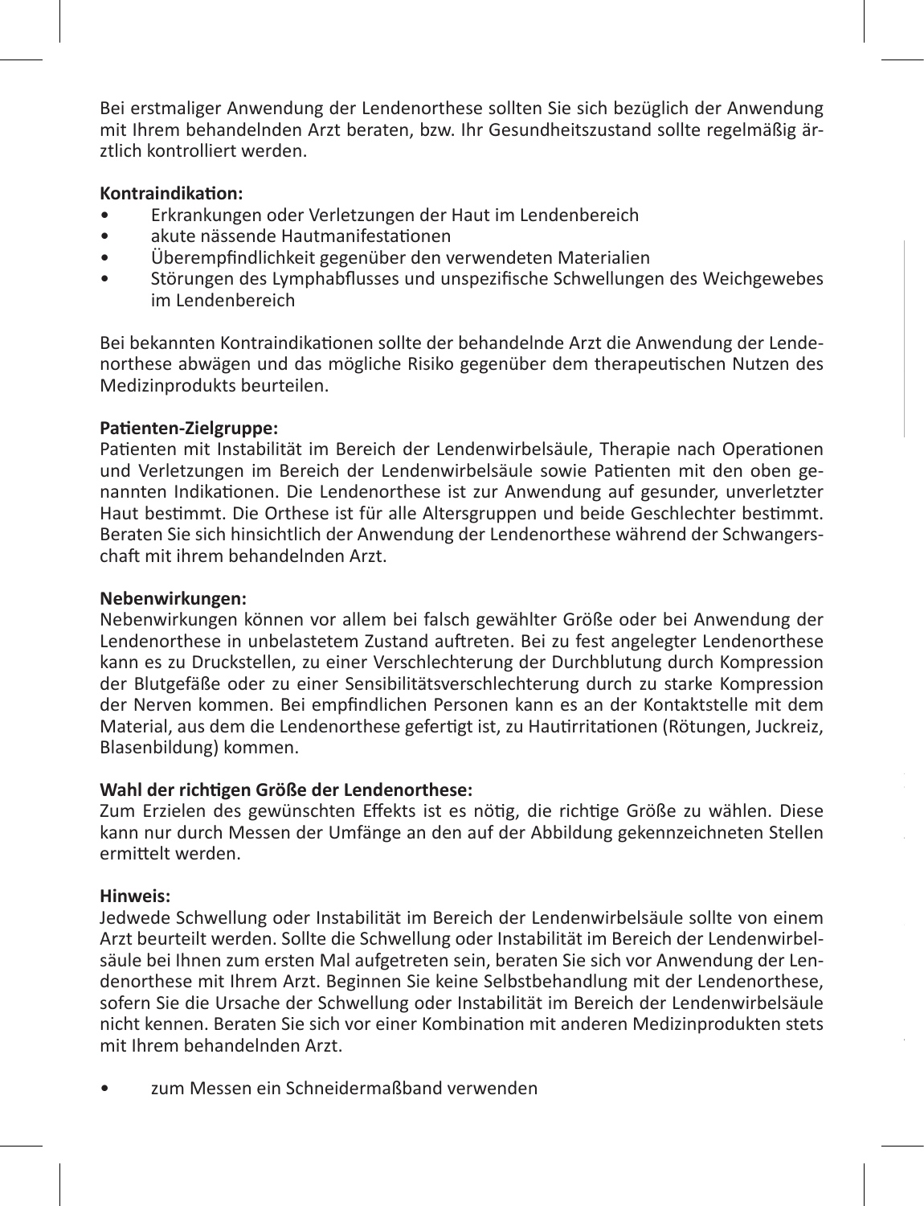Bei erstmaliger Anwendung der Lendenorthese sollten Sie sich bezüglich der Anwendung mit Ihrem behandelnden Arzt beraten, bzw. Ihr Gesundheitszustand sollte regelmäßig ärztlich kontrolliert werden.

**Kontraindikation:**

- Erkrankungen oder Verletzungen der Haut im Lendenbereich
- akute nässende Hautmanifestationen
- Überempfindlichkeit gegenüber den verwendeten Materialien
- Störungen des Lymphabflusses und unspezifische Schwellungen des Weichgewebes im Lendenbereich

Bei bekannten Kontraindikationen sollte der behandelnde Arzt die Anwendung der Lendenorthese abwägen und das mögliche Risiko gegenüber dem therapeutischen Nutzen des Medizinprodukts beurteilen.

**Patienten-Zielgruppe:**
Patienten mit Instabilität im Bereich der Lendenwirbelsäule, Therapie nach Operationen und Verletzungen im Bereich der Lendenwirbelsäule sowie Patienten mit den oben genannten Indikationen. Die Lendenorthese ist zur Anwendung auf gesunder, unverletzter Haut bestimmt. Die Orthese ist für alle Altersgruppen und beide Geschlechter bestimmt. Beraten Sie sich hinsichtlich der Anwendung der Lendenorthese während der Schwangerschaft mit ihrem behandelnden Arzt.

**Nebenwirkungen:**
Nebenwirkungen können vor allem bei falsch gewählter Größe oder bei Anwendung der Lendenorthese in unbelastetem Zustand auftreten. Bei zu fest angelegter Lendenorthese kann es zu Druckstellen, zu einer Verschlechterung der Durchblutung durch Kompression der Blutgefäße oder zu einer Sensibilitätsverschlechterung durch zu starke Kompression der Nerven kommen. Bei empfindlichen Personen kann es an der Kontaktstelle mit dem Material, aus dem die Lendenorthese gefertigt ist, zu Hautirritationen (Rötungen, Juckreiz, Blasenbildung) kommen.

**Wahl der richtigen Größe der Lendenorthese:**
Zum Erzielen des gewünschten Effekts ist es nötig, die richtige Größe zu wählen. Diese kann nur durch Messen der Umfänge an den auf der Abbildung gekennzeichneten Stellen ermittelt werden.

**Hinweis:**
Jedwede Schwellung oder Instabilität im Bereich der Lendenwirbelsäule sollte von einem Arzt beurteilt werden. Sollte die Schwellung oder Instabilität im Bereich der Lendenwirbelsäule bei Ihnen zum ersten Mal aufgetreten sein, beraten Sie sich vor Anwendung der Lendenorthese mit Ihrem Arzt. Beginnen Sie keine Selbstbehandlung mit der Lendenorthese, sofern Sie die Ursache der Schwellung oder Instabilität im Bereich der Lendenwirbelsäule nicht kennen. Beraten Sie sich vor einer Kombination mit anderen Medizinprodukten stets mit Ihrem behandelnden Arzt.

- zum Messen ein Schneidermaßband verwenden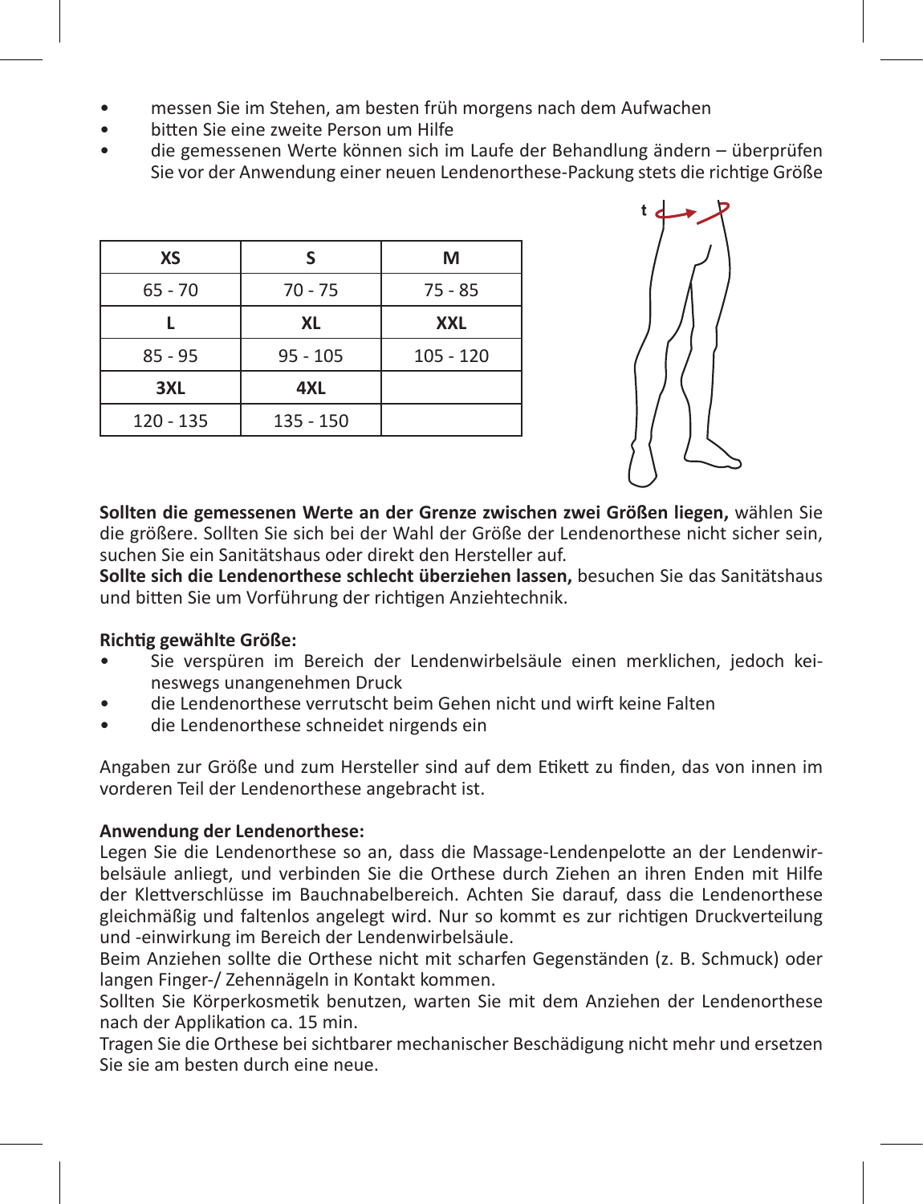- messen Sie im Stehen, am besten früh morgens nach dem Aufwachen
- bitten Sie eine zweite Person um Hilfe
- die gemessenen Werte können sich im Laufe der Behandlung ändern – überprüfen Sie vor der Anwendung einer neuen Lendenorthese-Packung stets die richtige Größe

| XS | S | M |
|---|---|---|
| 65 - 70 | 70 - 75 | 75 - 85 |
| **L** | **XL** | **XXL** |
| 85 - 95 | 95 - 105 | 105 - 120 |
| **3XL** | **4XL** | |
| 120 - 135 | 135 - 150 | |

**Sollten die gemessenen Werte an der Grenze zwischen zwei Größen liegen,** wählen Sie die größere. Sollten Sie sich bei der Wahl der Größe der Lendenorthese nicht sicher sein, suchen Sie ein Sanitätshaus oder direkt den Hersteller auf.
**Sollte sich die Lendenorthese schlecht überziehen lassen,** besuchen Sie das Sanitätshaus und bitten Sie um Vorführung der richtigen Anziehtechnik.

**Richtig gewählte Größe:**

- Sie verspüren im Bereich der Lendenwirbelsäule einen merklichen, jedoch keineswegs unangenehmen Druck
- die Lendenorthese verrutscht beim Gehen nicht und wirft keine Falten
- die Lendenorthese schneidet nirgends ein

Angaben zur Größe und zum Hersteller sind auf dem Etikett zu finden, das von innen im vorderen Teil der Lendenorthese angebracht ist.

**Anwendung der Lendenorthese:**
Legen Sie die Lendenorthese so an, dass die Massage-Lendenpelotte an der Lendenwirbelsäule anliegt, und verbinden Sie die Orthese durch Ziehen an ihren Enden mit Hilfe der Klettverschlüsse im Bauchnabelbereich. Achten Sie darauf, dass die Lendenorthese gleichmäßig und faltenlos angelegt wird. Nur so kommt es zur richtigen Druckverteilung und -einwirkung im Bereich der Lendenwirbelsäule.
Beim Anziehen sollte die Orthese nicht mit scharfen Gegenständen (z. B. Schmuck) oder langen Finger-/ Zehennägeln in Kontakt kommen.
Sollten Sie Körperkosmetik benutzen, warten Sie mit dem Anziehen der Lendenorthese nach der Applikation ca. 15 min.
Tragen Sie die Orthese bei sichtbarer mechanischer Beschädigung nicht mehr und ersetzen Sie sie am besten durch eine neue.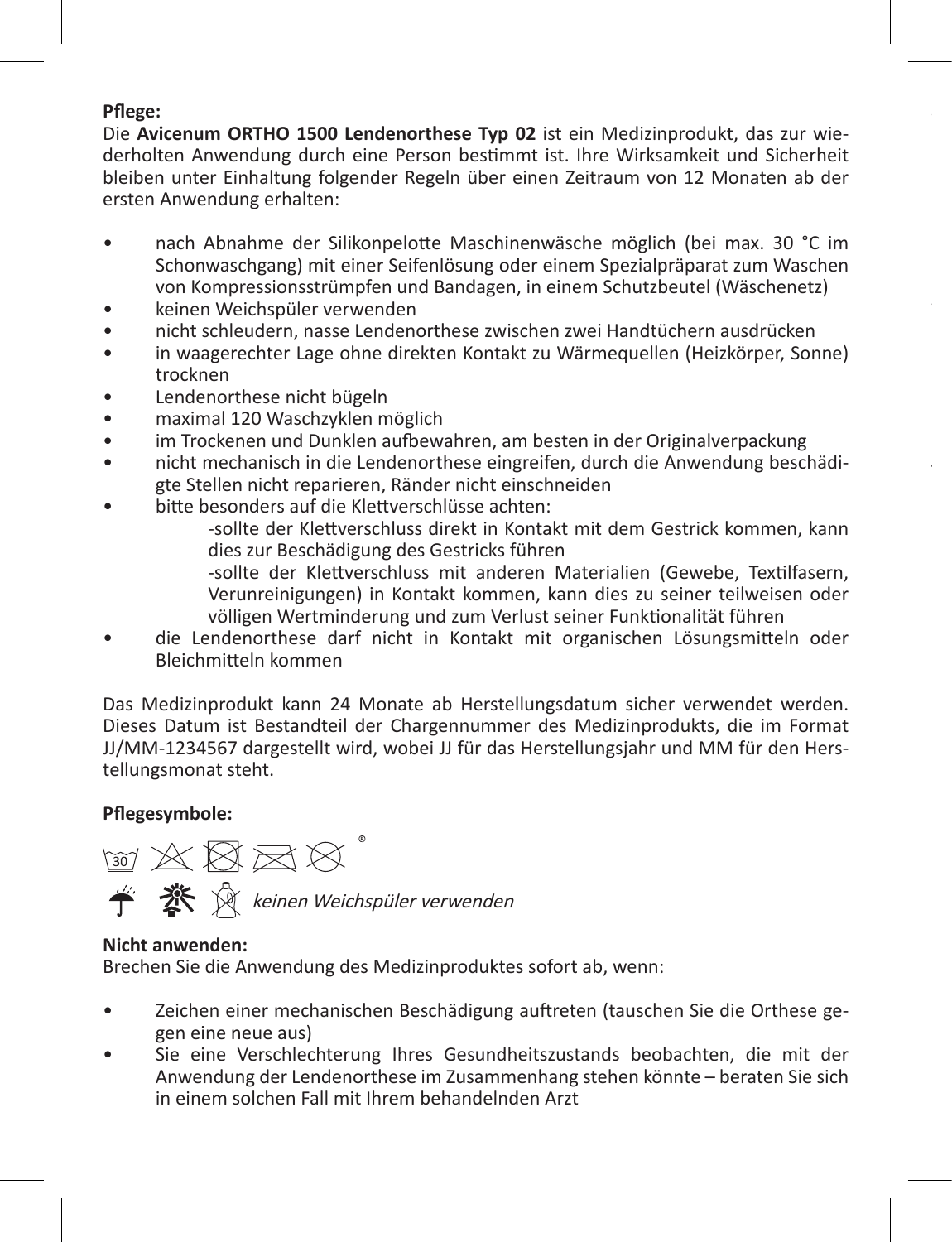**Pflege:**
Die **Avicenum ORTHO 1500 Lendenorthese Typ 02** ist ein Medizinprodukt, das zur wiederholten Anwendung durch eine Person bestimmt ist. Ihre Wirksamkeit und Sicherheit bleiben unter Einhaltung folgender Regeln über einen Zeitraum von 12 Monaten ab der ersten Anwendung erhalten:

- nach Abnahme der Silikonpelotte Maschinenwäsche möglich (bei max. 30 °C im Schonwaschgang) mit einer Seifenlösung oder einem Spezialpräparat zum Waschen von Kompressionsstrümpfen und Bandagen, in einem Schutzbeutel (Wäschenetz)
- keinen Weichspüler verwenden
- nicht schleudern, nasse Lendenorthese zwischen zwei Handtüchern ausdrücken
- in waagerechter Lage ohne direkten Kontakt zu Wärmequellen (Heizkörper, Sonne) trocknen
- Lendenorthese nicht bügeln
- maximal 120 Waschzyklen möglich
- im Trockenen und Dunklen aufbewahren, am besten in der Originalverpackung
- nicht mechanisch in die Lendenorthese eingreifen, durch die Anwendung beschädigte Stellen nicht reparieren, Ränder nicht einschneiden
- bitte besonders auf die Klettverschlüsse achten:
  - -sollte der Klettverschluss direkt in Kontakt mit dem Gestrick kommen, kann dies zur Beschädigung des Gestricks führen
  - -sollte der Klettverschluss mit anderen Materialien (Gewebe, Textilfasern, Verunreinigungen) in Kontakt kommen, kann dies zu seiner teilweisen oder völligen Wertminderung und zum Verlust seiner Funktionalität führen
- die Lendenorthese darf nicht in Kontakt mit organischen Lösungsmitteln oder Bleichmitteln kommen

Das Medizinprodukt kann 24 Monate ab Herstellungsdatum sicher verwendet werden. Dieses Datum ist Bestandteil der Chargennummer des Medizinprodukts, die im Format JJ/MM-1234567 dargestellt wird, wobei JJ für das Herstellungsjahr und MM für den Herstellungsmonat steht.

**Pflegesymbole:**

30 ®

*keinen Weichspüler verwenden*

**Nicht anwenden:**
Brechen Sie die Anwendung des Medizinproduktes sofort ab, wenn:

- Zeichen einer mechanischen Beschädigung auftreten (tauschen Sie die Orthese gegen eine neue aus)
- Sie eine Verschlechterung Ihres Gesundheitszustands beobachten, die mit der Anwendung der Lendenorthese im Zusammenhang stehen könnte – beraten Sie sich in einem solchen Fall mit Ihrem behandelnden Arzt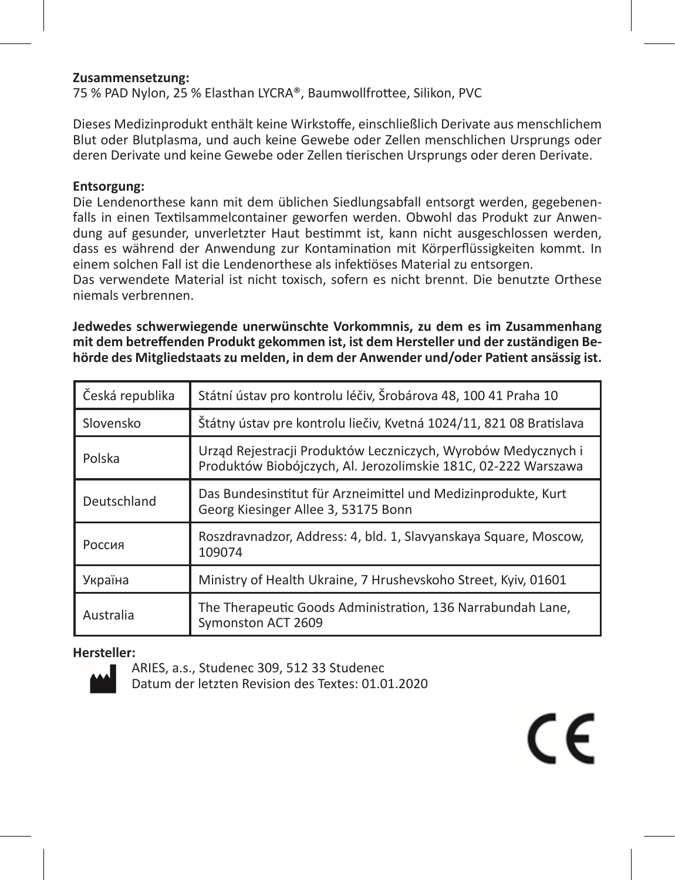**Zusammensetzung:**
75 % PAD Nylon, 25 % Elasthan LYCRA®, Baumwollfrottee, Silikon, PVC

Dieses Medizinprodukt enthält keine Wirkstoffe, einschließlich Derivate aus menschlichem Blut oder Blutplasma, und auch keine Gewebe oder Zellen menschlichen Ursprungs oder deren Derivate und keine Gewebe oder Zellen tierischen Ursprungs oder deren Derivate.

**Entsorgung:**
Die Lendenorthese kann mit dem üblichen Siedlungsabfall entsorgt werden, gegebenenfalls in einen Textilsammelcontainer geworfen werden. Obwohl das Produkt zur Anwendung auf gesunder, unverletzter Haut bestimmt ist, kann nicht ausgeschlossen werden, dass es während der Anwendung zur Kontamination mit Körperflüssigkeiten kommt. In einem solchen Fall ist die Lendenorthese als infektiöses Material zu entsorgen.
Das verwendete Material ist nicht toxisch, sofern es nicht brennt. Die benutzte Orthese niemals verbrennen.

**Jedwedes schwerwiegende unerwünschte Vorkommnis, zu dem es im Zusammenhang mit dem betreffenden Produkt gekommen ist, ist dem Hersteller und der zuständigen Behörde des Mitgliedstaats zu melden, in dem der Anwender und/oder Patient ansässig ist.**

| | |
|---|---|
| Česká republika | Státní ústav pro kontrolu léčiv, Šrobárova 48, 100 41 Praha 10 |
| Slovensko | Štátny ústav pre kontrolu liečiv, Kvetná 1024/11, 821 08 Bratislava |
| Polska | Urząd Rejestracji Produktów Leczniczych, Wyrobów Medycznych i Produktów Biobójczych, Al. Jerozolimskie 181C, 02-222 Warszawa |
| Deutschland | Das Bundesinstitut für Arzneimittel und Medizinprodukte, Kurt Georg Kiesinger Allee 3, 53175 Bonn |
| Россия | Roszdravnadzor, Address: 4, bld. 1, Slavyanskaya Square, Moscow, 109074 |
| Україна | Ministry of Health Ukraine, 7 Hrushevskoho Street, Kyiv, 01601 |
| Australia | The Therapeutic Goods Administration, 136 Narrabundah Lane, Symonston ACT 2609 |

**Hersteller:**
ARIES, a.s., Studenec 309, 512 33 Studenec
Datum der letzten Revision des Textes: 01.01.2020

CE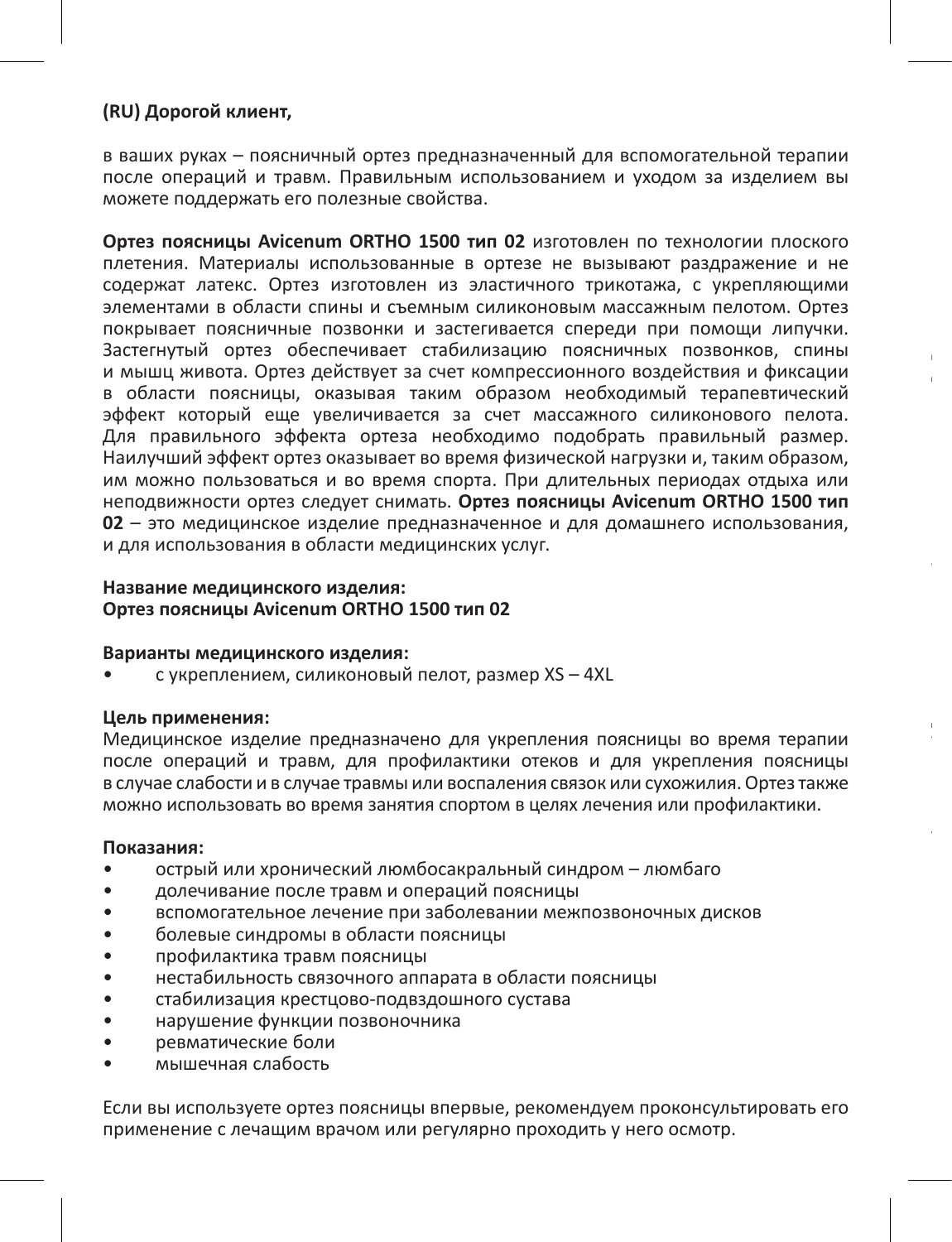**(RU) Дорогой клиент,**

в ваших руках – поясничный ортез предназначенный для вспомогательной терапии после операций и травм. Правильным использованием и уходом за изделием вы можете поддержать его полезные свойства.

**Ортез поясницы Avicenum ORTHO 1500 тип 02** изготовлен по технологии плоского плетения. Материалы использованные в ортезе не вызывают раздражение и не содержат латекс. Ортез изготовлен из эластичного трикотажа, с укрепляющими элементами в области спины и съемным силиконовым массажным пелотом. Ортез покрывает поясничные позвонки и застегивается спереди при помощи липучки. Застегнутый ортез обеспечивает стабилизацию поясничных позвонков, спины и мышц живота. Ортез действует за счет компрессионного воздействия и фиксации в области поясницы, оказывая таким образом необходимый терапевтический эффект который еще увеличивается за счет массажного силиконового пелота. Для правильного эффекта ортеза необходимо подобрать правильный размер. Наилучший эффект ортез оказывает во время физической нагрузки и, таким образом, им можно пользоваться и во время спорта. При длительных периодах отдыха или неподвижности ортез следует снимать. **Ортез поясницы Avicenum ORTHO 1500 тип 02** – это медицинское изделие предназначенное и для домашнего использования, и для использования в области медицинских услуг.

**Название медицинского изделия:**
**Ортез поясницы Avicenum ORTHO 1500 тип 02**

**Варианты медицинского изделия:**

- с укреплением, силиконовый пелот, размер XS – 4XL

**Цель применения:**
Медицинское изделие предназначено для укрепления поясницы во время терапии после операций и травм, для профилактики отеков и для укрепления поясницы в случае слабости и в случае травмы или воспаления связок или сухожилия. Ортез также можно использовать во время занятия спортом в целях лечения или профилактики.

**Показания:**

- острый или хронический люмбосакральный синдром – люмбаго
- долечивание после травм и операций поясницы
- вспомогательное лечение при заболевании межпозвоночных дисков
- болевые синдромы в области поясницы
- профилактика травм поясницы
- нестабильность связочного аппарата в области поясницы
- стабилизация крестцово-подвздошного сустава
- нарушение функции позвоночника
- ревматические боли
- мышечная слабость

Если вы используете ортез поясницы впервые, рекомендуем проконсультировать его применение с лечащим врачом или регулярно проходить у него осмотр.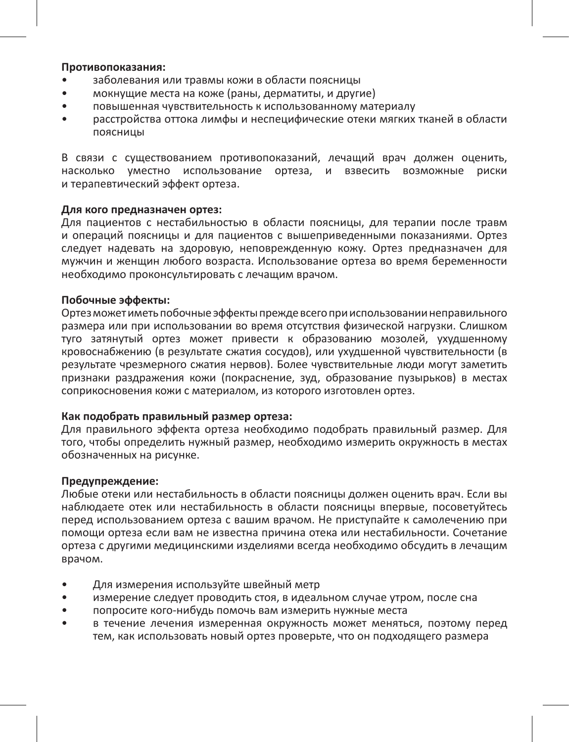**Противопоказания:**

- заболевания или травмы кожи в области поясницы
- мокнущие места на коже (раны, дерматиты, и другие)
- повышенная чувствительность к использованному материалу
- расстройства оттока лимфы и неспецифические отеки мягких тканей в области поясницы

В связи с существованием противопоказаний, лечащий врач должен оценить, насколько уместно использование ортеза, и взвесить возможные риски и терапевтический эффект ортеза.

**Для кого предназначен ортез:**

Для пациентов с нестабильностью в области поясницы, для терапии после травм и операций поясницы и для пациентов с вышеприведенными показаниями. Ортез следует надевать на здоровую, неповрежденную кожу. Ортез предназначен для мужчин и женщин любого возраста. Использование ортеза во время беременности необходимо проконсультировать с лечащим врачом.

**Побочные эффекты:**

Ортез может иметь побочные эффекты прежде всего при использовании неправильного размера или при использовании во время отсутствия физической нагрузки. Слишком туго затянутый ортез может привести к образованию мозолей, ухудшенному кровоснабжению (в результате сжатия сосудов), или ухудшенной чувствительности (в результате чрезмерного сжатия нервов). Более чувствительные люди могут заметить признаки раздражения кожи (покраснение, зуд, образование пузырьков) в местах соприкосновения кожи с материалом, из которого изготовлен ортез.

**Как подобрать правильный размер ортеза:**

Для правильного эффекта ортеза необходимо подобрать правильный размер. Для того, чтобы определить нужный размер, необходимо измерить окружность в местах обозначенных на рисунке.

**Предупреждение:**

Любые отеки или нестабильность в области поясницы должен оценить врач. Если вы наблюдаете отек или нестабильность в области поясницы впервые, посоветуйтесь перед использованием ортеза с вашим врачом. Не приступайте к самолечению при помощи ортеза если вам не известна причина отека или нестабильности. Сочетание ортеза с другими медицинскими изделиями всегда необходимо обсудить в лечащим врачом.

- Для измерения используйте швейный метр
- измерение следует проводить стоя, в идеальном случае утром, после сна
- попросите кого-нибудь помочь вам измерить нужные места
- в течение лечения измеренная окружность может меняться, поэтому перед тем, как использовать новый ортез проверьте, что он подходящего размера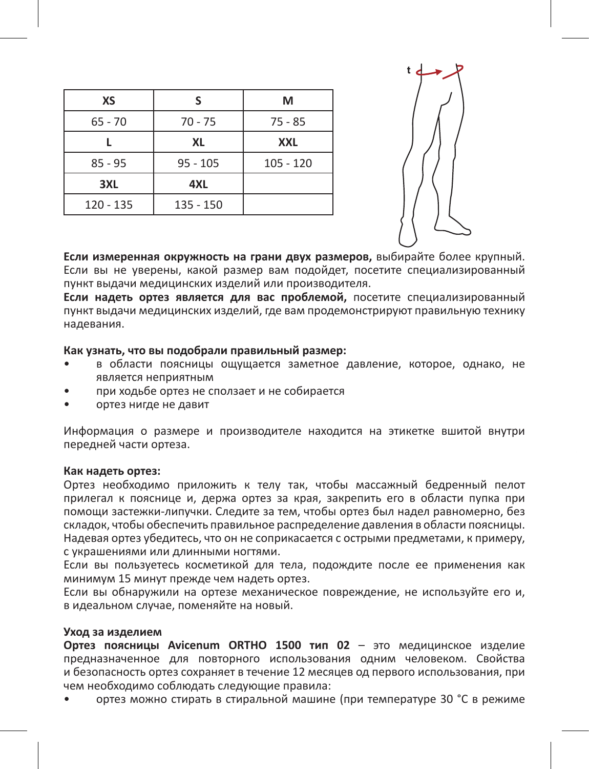| XS | S | M |
|---|---|---|
| 65 - 70 | 70 - 75 | 75 - 85 |
| **L** | **XL** | **XXL** |
| 85 - 95 | 95 - 105 | 105 - 120 |
| **3XL** | **4XL** | |
| 120 - 135 | 135 - 150 | |

**Если измеренная окружность на грани двух размеров,** выбирайте более крупный. Если вы не уверены, какой размер вам подойдет, посетите специализированный пункт выдачи медицинских изделий или производителя.
**Если надеть ортез является для вас проблемой,** посетите специализированный пункт выдачи медицинских изделий, где вам продемонстрируют правильную технику надевания.

**Как узнать, что вы подобрали правильный размер:**
- в области поясницы ощущается заметное давление, которое, однако, не является неприятным
- при ходьбе ортез не сползает и не собирается
- ортез нигде не давит

Информация о размере и производителе находится на этикетке вшитой внутри передней части ортеза.

**Как надеть ортез:**
Ортез необходимо приложить к телу так, чтобы массажный бедренный пелот прилегал к пояснице и, держа ортез за края, закрепить его в области пупка при помощи застежки-липучки. Следите за тем, чтобы ортез был надел равномерно, без складок, чтобы обеспечить правильное распределение давления в области поясницы. Надевая ортез убедитесь, что он не соприкасается с острыми предметами, к примеру, с украшениями или длинными ногтями.
Если вы пользуетесь косметикой для тела, подождите после ее применения как минимум 15 минут прежде чем надеть ортез.
Если вы обнаружили на ортезе механическое повреждение, не используйте его и, в идеальном случае, поменяйте на новый.

**Уход за изделием**
**Ортез поясницы Avicenum ORTHO 1500 тип 02** – это медицинское изделие предназначенное для повторного использования одним человеком. Свойства и безопасность ортез сохраняет в течение 12 месяцев од первого использования, при чем необходимо соблюдать следующие правила:
- ортез можно стирать в стиральной машине (при температуре 30 °C в режиме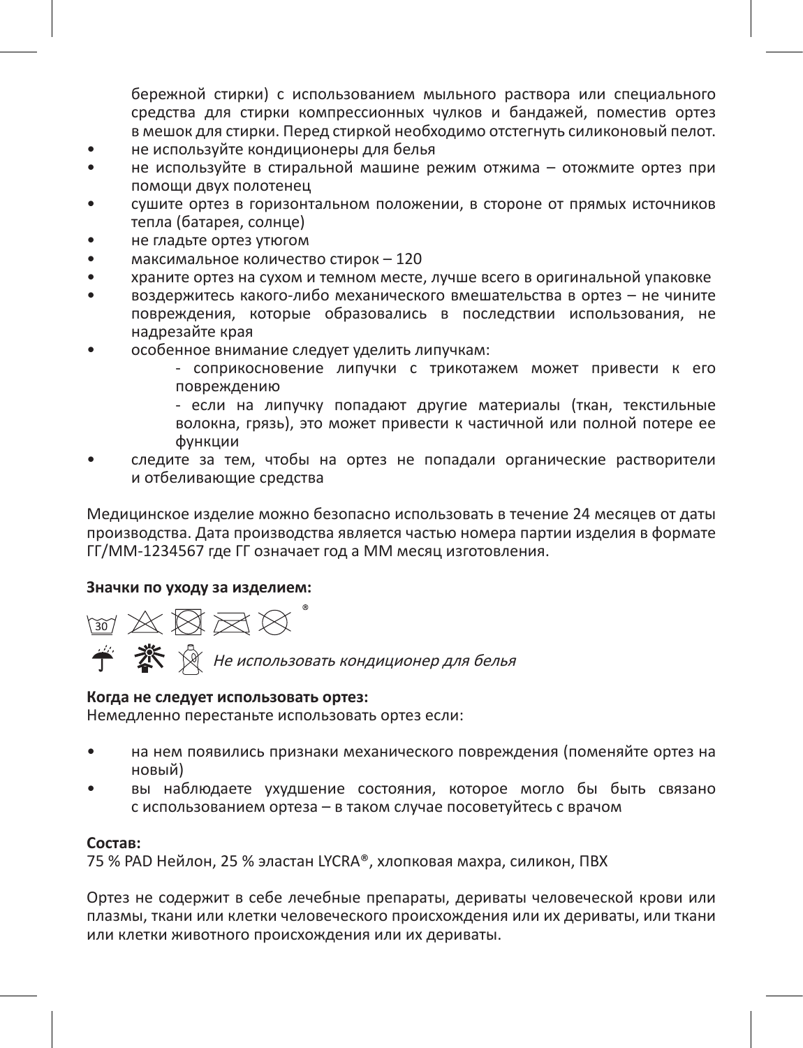бережной стирки) с использованием мыльного раствора или специального средства для стирки компрессионных чулков и бандажей, поместив ортез в мешок для стирки. Перед стиркой необходимо отстегнуть силиконовый пелот.

- не используйте кондиционеры для белья
- не используйте в стиральной машине режим отжима – отожмите ортез при помощи двух полотенец
- сушите ортез в горизонтальном положении, в стороне от прямых источников тепла (батарея, солнце)
- не гладьте ортез утюгом
- максимальное количество стирок – 120
- храните ортез на сухом и темном месте, лучше всего в оригинальной упаковке
- воздержитесь какого-либо механического вмешательства в ортез – не чините повреждения, которые образовались в последствии использования, не надрезайте края
- особенное внимание следует уделить липучкам:
  - соприкосновение липучки с трикотажем может привести к его повреждению
  - если на липучку попадают другие материалы (ткан, текстильные волокна, грязь), это может привести к частичной или полной потере ее функции
- следите за тем, чтобы на ортез не попадали органические растворители и отбеливающие средства

Медицинское изделие можно безопасно использовать в течение 24 месяцев от даты производства. Дата производства является частью номера партии изделия в формате ГГ/ММ-1234567 где ГГ означает год а ММ месяц изготовления.

**Значки по уходу за изделием:**

*Не использовать кондиционер для белья*

**Когда не следует использовать ортез:**
Немедленно перестаньте использовать ортез если:

- на нем появились признаки механического повреждения (поменяйте ортез на новый)
- вы наблюдаете ухудшение состояния, которое могло бы быть связано с использованием ортеза – в таком случае посоветуйтесь с врачом

**Состав:**
75 % PAD Нейлон, 25 % эластан LYCRA®, хлопковая махра, силикон, ПВХ

Ортез не содержит в себе лечебные препараты, дериваты человеческой крови или плазмы, ткани или клетки человеческого происхождения или их дериваты, или ткани или клетки животного происхождения или их дериваты.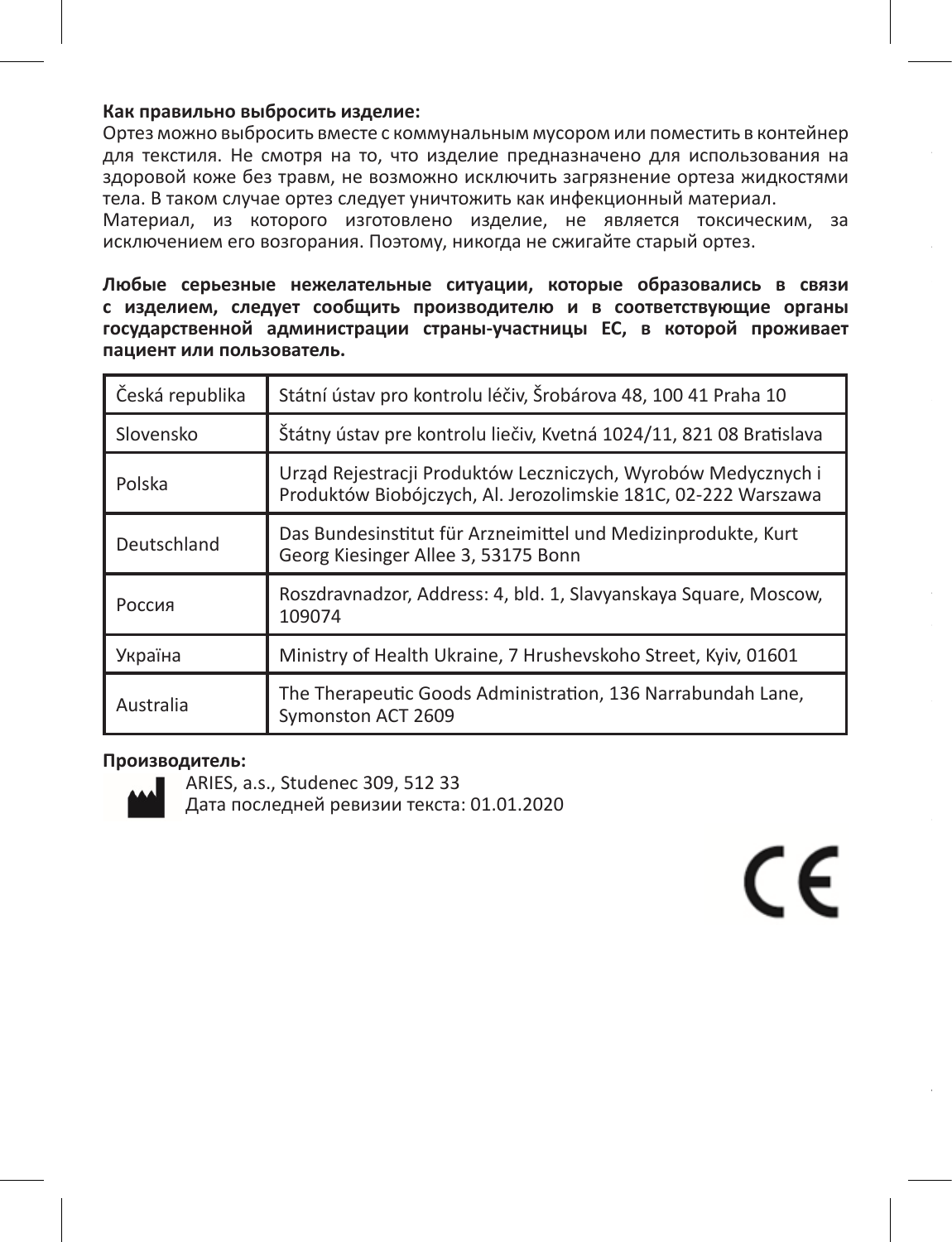**Как правильно выбросить изделие:**
Ортез можно выбросить вместе с коммунальным мусором или поместить в контейнер для текстиля. Не смотря на то, что изделие предназначено для использования на здоровой коже без травм, не возможно исключить загрязнение ортеза жидкостями тела. В таком случае ортез следует уничтожить как инфекционный материал.
Материал, из которого изготовлено изделие, не является токсическим, за исключением его возгорания. Поэтому, никогда не сжигайте старый ортез.

**Любые серьезные нежелательные ситуации, которые образовались в связи с изделием, следует сообщить производителю и в соответствующие органы государственной администрации страны-участницы ЕС, в которой проживает пациент или пользователь.**

| Česká republika | Státní ústav pro kontrolu léčiv, Šrobárova 48, 100 41 Praha 10 |
|---|---|
| Slovensko | Štátny ústav pre kontrolu liečiv, Kvetná 1024/11, 821 08 Bratislava |
| Polska | Urząd Rejestracji Produktów Leczniczych, Wyrobów Medycznych i Produktów Biobójczych, Al. Jerozolimskie 181C, 02-222 Warszawa |
| Deutschland | Das Bundesinstitut für Arzneimittel und Medizinprodukte, Kurt Georg Kiesinger Allee 3, 53175 Bonn |
| Россия | Roszdravnadzor, Address: 4, bld. 1, Slavyanskaya Square, Moscow, 109074 |
| Україна | Ministry of Health Ukraine, 7 Hrushevskoho Street, Kyiv, 01601 |
| Australia | The Therapeutic Goods Administration, 136 Narrabundah Lane, Symonston ACT 2609 |

**Производитель:**
ARIES, a.s., Studenec 309, 512 33
Дата последней ревизии текста: 01.01.2020

CE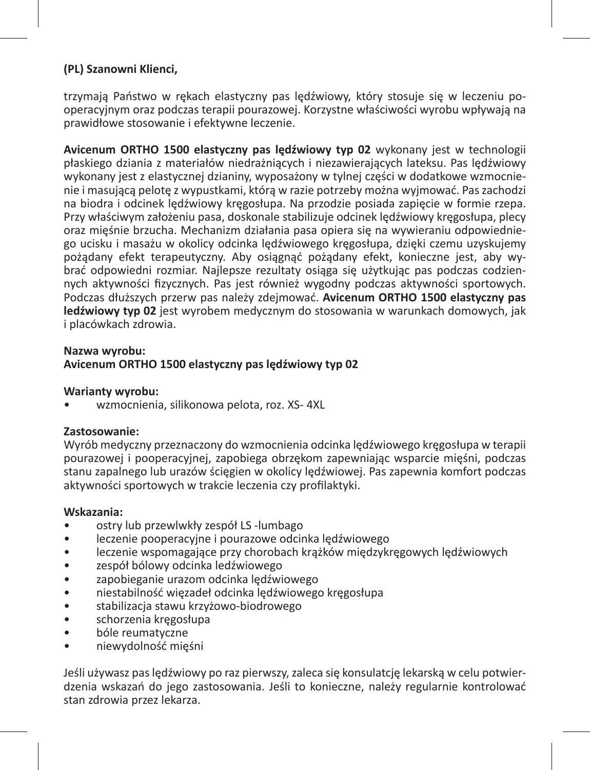**(PL) Szanowni Klienci,**

trzymają Państwo w rękach elastyczny pas lędźwiowy, który stosuje się w leczeniu pooperacyjnym oraz podczas terapii pourazowej. Korzystne właściwości wyrobu wpływają na prawidłowe stosowanie i efektywne leczenie.

**Avicenum ORTHO 1500 elastyczny pas lędźwiowy typ 02** wykonany jest w technologii płaskiego dziania z materiałów niedrażniących i niezawierających lateksu. Pas lędźwiowy wykonany jest z elastycznej dzianiny, wyposażony w tylnej części w dodatkowe wzmocnienie i masującą pelotę z wypustkami, którą w razie potrzeby można wyjmować. Pas zachodzi na biodra i odcinek lędźwiowy kręgosłupa. Na przodzie posiada zapięcie w formie rzepa. Przy właściwym założeniu pasa, doskonale stabilizuje odcinek lędźwiowy kręgosłupa, plecy oraz mięśnie brzucha. Mechanizm działania pasa opiera się na wywieraniu odpowiedniego ucisku i masażu w okolicy odcinka lędźwiowego kręgosłupa, dzięki czemu uzyskujemy pożądany efekt terapeutyczny. Aby osiągnąć pożądany efekt, konieczne jest, aby wybrać odpowiedni rozmiar. Najlepsze rezultaty osiąga się użytkując pas podczas codziennych aktywności fizycznych. Pas jest również wygodny podczas aktywności sportowych. Podczas dłuższych przerw pas należy zdejmować. **Avicenum ORTHO 1500 elastyczny pas lędźwiowy typ 02** jest wyrobem medycznym do stosowania w warunkach domowych, jak i placówkach zdrowia.

**Nazwa wyrobu:**
**Avicenum ORTHO 1500 elastyczny pas lędźwiowy typ 02**

**Warianty wyrobu:**
- wzmocnienia, silikonowa pelota, roz. XS- 4XL

**Zastosowanie:**
Wyrób medyczny przeznaczony do wzmocnienia odcinka lędźwiowego kręgosłupa w terapii pourazowej i pooperacyjnej, zapobiega obrzękom zapewniając wsparcie mięśni, podczas stanu zapalnego lub urazów ścięgien w okolicy lędźwiowej. Pas zapewnia komfort podczas aktywności sportowych w trakcie leczenia czy profilaktyki.

**Wskazania:**
- ostry lub przewlwkły zespół LS -lumbago
- leczenie pooperacyjne i pourazowe odcinka lędźwiowego
- leczenie wspomagające przy chorobach krążków międzykręgowych lędźwiowych
- zespół bólowy odcinka ledźwiowego
- zapobieganie urazom odcinka lędźwiowego
- niestabilność więzadeł odcinka lędźwiowego kręgosłupa
- stabilizacja stawu krzyżowo-biodrowego
- schorzenia kręgosłupa
- bóle reumatyczne
- niewydolność mięśni

Jeśli używasz pas lędźwiowy po raz pierwszy, zaleca się konsulatcję lekarską w celu potwierdzenia wskazań do jego zastosowania. Jeśli to konieczne, należy regularnie kontrolować stan zdrowia przez lekarza.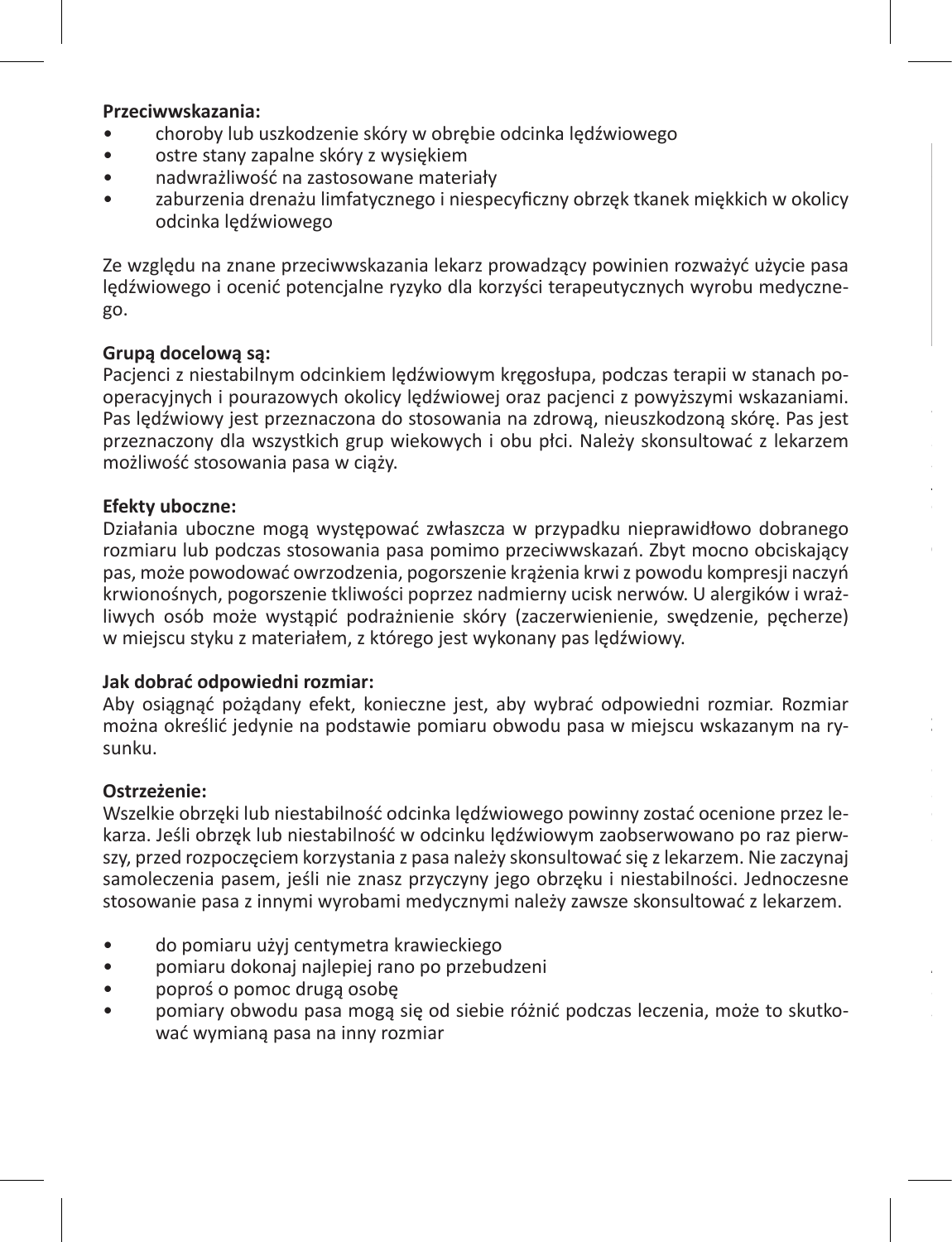**Przeciwwskazania:**

- choroby lub uszkodzenie skóry w obrębie odcinka lędźwiowego
- ostre stany zapalne skóry z wysiękiem
- nadwrażliwość na zastosowane materiały
- zaburzenia drenażu limfatycznego i niespecyficzny obrzęk tkanek miękkich w okolicy odcinka lędźwiowego

Ze względu na znane przeciwwskazania lekarz prowadzący powinien rozważyć użycie pasa lędźwiowego i ocenić potencjalne ryzyko dla korzyści terapeutycznych wyrobu medycznego.

**Grupą docelową są:**

Pacjenci z niestabilnym odcinkiem lędźwiowym kręgosłupa, podczas terapii w stanach pooperacyjnych i pourazowych okolicy lędźwiowej oraz pacjenci z powyższymi wskazaniami. Pas lędźwiowy jest przeznaczona do stosowania na zdrową, nieuszkodzoną skórę. Pas jest przeznaczony dla wszystkich grup wiekowych i obu płci. Należy skonsultować z lekarzem możliwość stosowania pasa w ciąży.

**Efekty uboczne:**

Działania uboczne mogą występować zwłaszcza w przypadku nieprawidłowo dobranego rozmiaru lub podczas stosowania pasa pomimo przeciwwskazań. Zbyt mocno obciskający pas, może powodować owrzodzenia, pogorszenie krążenia krwi z powodu kompresji naczyń krwionośnych, pogorszenie tkliwości poprzez nadmierny ucisk nerwów. U alergików i wrażliwych osób może wystąpić podrażnienie skóry (zaczerwienienie, swędzenie, pęcherze) w miejscu styku z materiałem, z którego jest wykonany pas lędźwiowy.

**Jak dobrać odpowiedni rozmiar:**

Aby osiągnąć pożądany efekt, konieczne jest, aby wybrać odpowiedni rozmiar. Rozmiar można określić jedynie na podstawie pomiaru obwodu pasa w miejscu wskazanym na rysunku.

**Ostrzeżenie:**

Wszelkie obrzęki lub niestabilność odcinka lędźwiowego powinny zostać ocenione przez lekarza. Jeśli obrzęk lub niestabilność w odcinku lędźwiowym zaobserwowano po raz pierwszy, przed rozpoczęciem korzystania z pasa należy skonsultować się z lekarzem. Nie zaczynaj samoleczenia pasem, jeśli nie znasz przyczyny jego obrzęku i niestabilności. Jednoczesne stosowanie pasa z innymi wyrobami medycznymi należy zawsze skonsultować z lekarzem.

- do pomiaru użyj centymetra krawieckiego
- pomiaru dokonaj najlepiej rano po przebudzeni
- poproś o pomoc drugą osobę
- pomiary obwodu pasa mogą się od siebie różnić podczas leczenia, może to skutkować wymianą pasa na inny rozmiar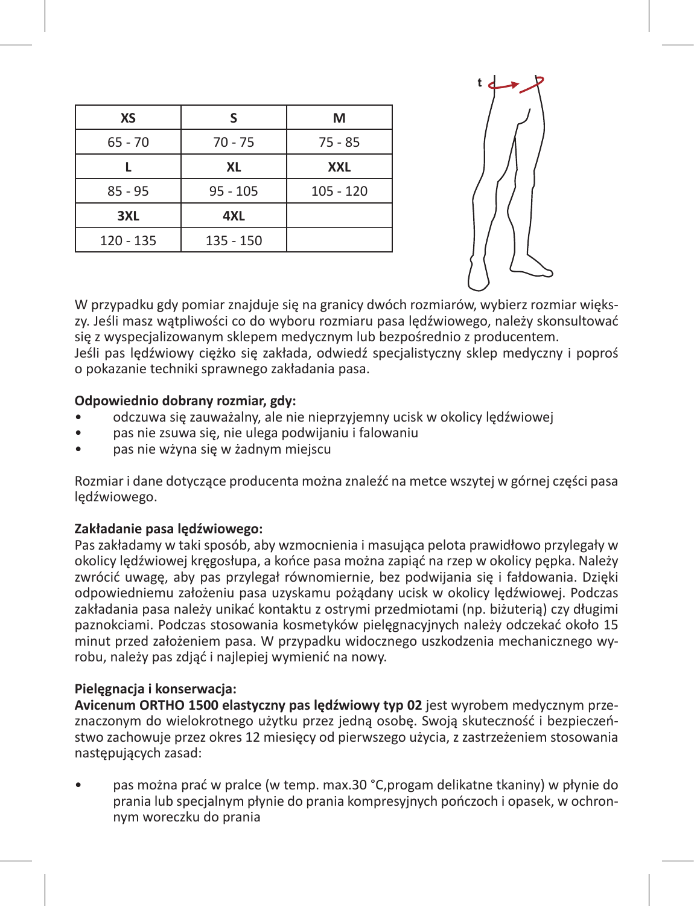| XS | S | M |
|---|---|---|
| 65 - 70 | 70 - 75 | 75 - 85 |
| **L** | **XL** | **XXL** |
| 85 - 95 | 95 - 105 | 105 - 120 |
| **3XL** | **4XL** | |
| 120 - 135 | 135 - 150 | |

W przypadku gdy pomiar znajduje się na granicy dwóch rozmiarów, wybierz rozmiar większy. Jeśli masz wątpliwości co do wyboru rozmiaru pasa lędźwiowego, należy skonsultować się z wyspecjalizowanym sklepem medycznym lub bezpośrednio z producentem.
Jeśli pas lędźwiowy ciężko się zakłada, odwiedź specjalistyczny sklep medyczny i poproś o pokazanie techniki sprawnego zakładania pasa.

**Odpowiednio dobrany rozmiar, gdy:**

- odczuwa się zauważalny, ale nie nieprzyjemny ucisk w okolicy lędźwiowej
- pas nie zsuwa się, nie ulega podwijaniu i falowaniu
- pas nie wżyna się w żadnym miejscu

Rozmiar i dane dotyczące producenta można znaleźć na metce wszytej w górnej części pasa lędźwiowego.

**Zakładanie pasa lędźwiowego:**
Pas zakładamy w taki sposób, aby wzmocnienia i masująca pelota prawidłowo przylegały w okolicy lędźwiowej kręgosłupa, a końce pasa można zapiąć na rzep w okolicy pępka. Należy zwrócić uwagę, aby pas przylegał równomiernie, bez podwijania się i fałdowania. Dzięki odpowiedniemu założeniu pasa uzyskamu pożądany ucisk w okolicy lędźwiowej. Podczas zakładania pasa należy unikać kontaktu z ostrymi przedmiotami (np. biżuterią) czy długimi paznokciami. Podczas stosowania kosmetyków pielęgnacyjnych należy odczekać około 15 minut przed założeniem pasa. W przypadku widocznego uszkodzenia mechanicznego wyrobu, należy pas zdjąć i najlepiej wymienić na nowy.

**Pielęgnacja i konserwacja:**
**Avicenum ORTHO 1500 elastyczny pas lędźwiowy typ 02** jest wyrobem medycznym przeznaczonym do wielokrotnego użytku przez jedną osobę. Swoją skuteczność i bezpieczeństwo zachowuje przez okres 12 miesięcy od pierwszego użycia, z zastrzeżeniem stosowania następujących zasad:

- pas można prać w pralce (w temp. max.30 °C,progam delikatne tkaniny) w płynie do prania lub specjalnym płynie do prania kompresyjnych pończoch i opasek, w ochronnym woreczku do prania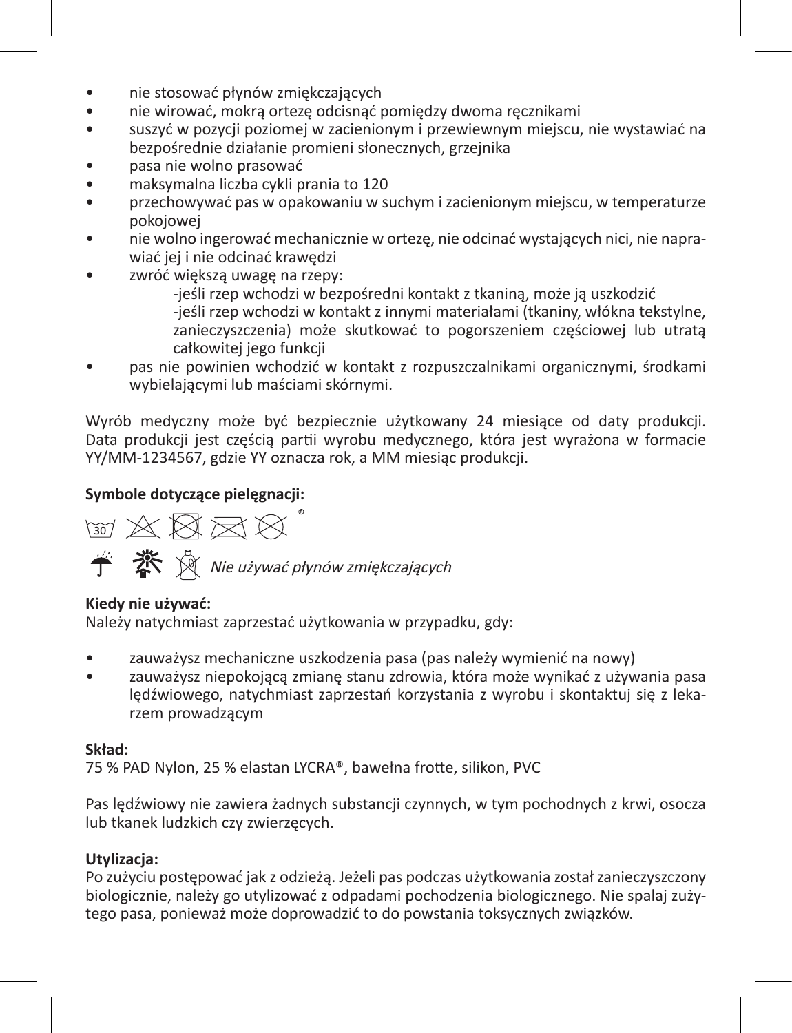- nie stosować płynów zmiękczających
- nie wirować, mokrą ortezę odcisnąć pomiędzy dwoma ręcznikami
- suszyć w pozycji poziomej w zacienionym i przewiewnym miejscu, nie wystawiać na bezpośrednie działanie promieni słonecznych, grzejnika
- pasa nie wolno prasować
- maksymalna liczba cykli prania to 120
- przechowywać pas w opakowaniu w suchym i zacienionym miejscu, w temperaturze pokojowej
- nie wolno ingerować mechanicznie w ortezę, nie odcinać wystających nici, nie naprawiać jej i nie odcinać krawędzi
- zwróć większą uwagę na rzepy:
  - -jeśli rzep wchodzi w bezpośredni kontakt z tkaniną, może ją uszkodzić
  - -jeśli rzep wchodzi w kontakt z innymi materiałami (tkaniny, włókna tekstylne, zanieczyszczenia) może skutkować to pogorszeniem częściowej lub utratą całkowitej jego funkcji
- pas nie powinien wchodzić w kontakt z rozpuszczalnikami organicznymi, środkami wybielającymi lub maściami skórnymi.

Wyrób medyczny może być bezpiecznie użytkowany 24 miesiące od daty produkcji. Data produkcji jest częścią partii wyrobu medycznego, która jest wyrażona w formacie YY/MM-1234567, gdzie YY oznacza rok, a MM miesiąc produkcji.

**Symbole dotyczące pielęgnacji:**

30 ®

*Nie używać płynów zmiękczających*

**Kiedy nie używać:**
Należy natychmiast zaprzestać użytkowania w przypadku, gdy:

- zauważysz mechaniczne uszkodzenia pasa (pas należy wymienić na nowy)
- zauważysz niepokojącą zmianę stanu zdrowia, która może wynikać z używania pasa lędźwiowego, natychmiast zaprzestań korzystania z wyrobu i skontaktuj się z lekarzem prowadzącym

**Skład:**
75 % PAD Nylon, 25 % elastan LYCRA®, bawełna frotte, silikon, PVC

Pas lędźwiowy nie zawiera żadnych substancji czynnych, w tym pochodnych z krwi, osocza lub tkanek ludzkich czy zwierzęcych.

**Utylizacja:**
Po zużyciu postępować jak z odzieżą. Jeżeli pas podczas użytkowania został zanieczyszczony biologicznie, należy go utylizować z odpadami pochodzenia biologicznego. Nie spalaj zużytego pasa, ponieważ może doprowadzić to do powstania toksycznych związków.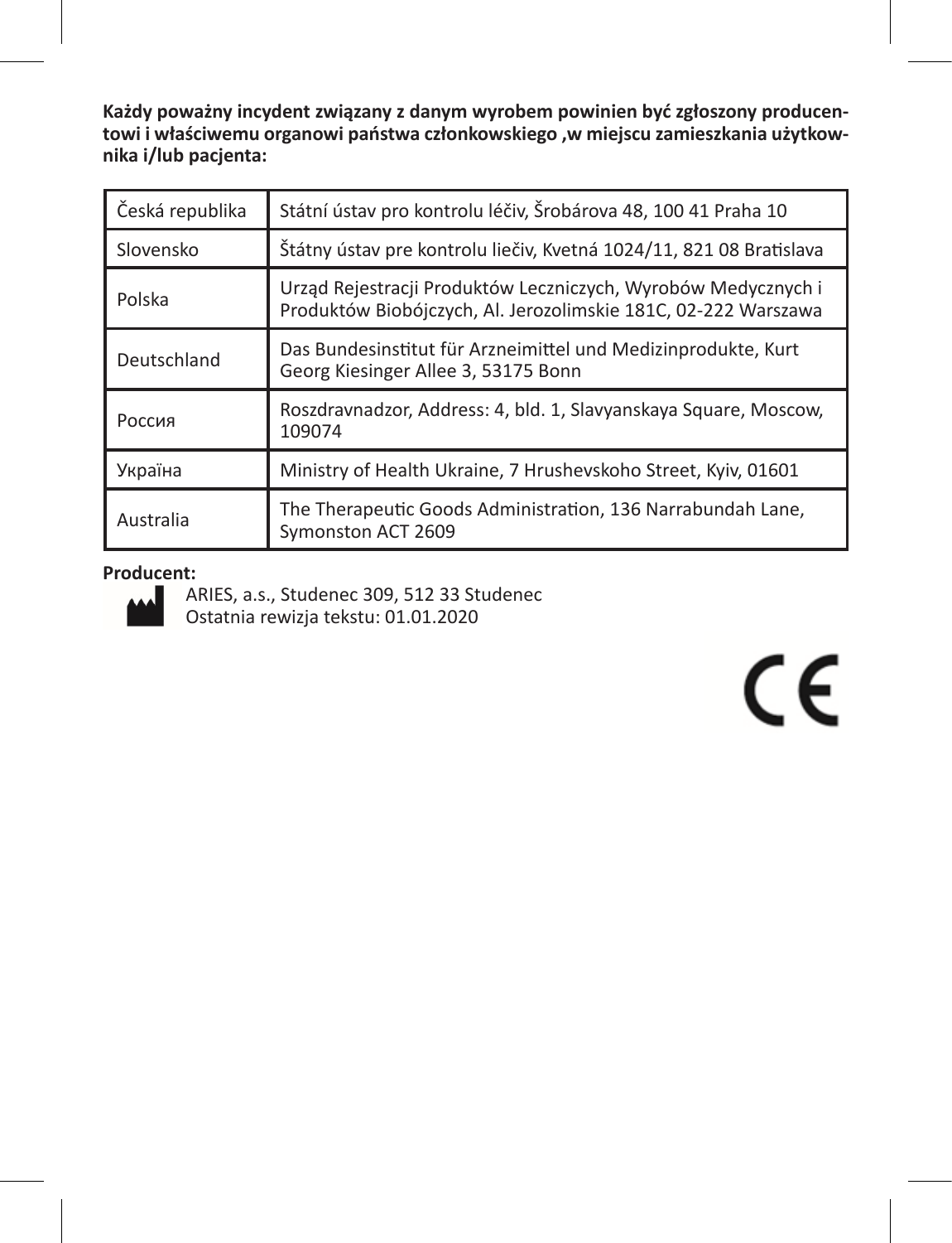**Każdy poważny incydent związany z danym wyrobem powinien być zgłoszony producentowi i właściwemu organowi państwa członkowskiego ,w miejscu zamieszkania użytkownika i/lub pacjenta:**

| Česká republika | Státní ústav pro kontrolu léčiv, Šrobárova 48, 100 41 Praha 10 |
|---|---|
| Slovensko | Štátny ústav pre kontrolu liečiv, Kvetná 1024/11, 821 08 Bratislava |
| Polska | Urząd Rejestracji Produktów Leczniczych, Wyrobów Medycznych i Produktów Biobójczych, Al. Jerozolimskie 181C, 02-222 Warszawa |
| Deutschland | Das Bundesinstitut für Arzneimittel und Medizinprodukte, Kurt Georg Kiesinger Allee 3, 53175 Bonn |
| Россия | Roszdravnadzor, Address: 4, bld. 1, Slavyanskaya Square, Moscow, 109074 |
| Україна | Ministry of Health Ukraine, 7 Hrushevskoho Street, Kyiv, 01601 |
| Australia | The Therapeutic Goods Administration, 136 Narrabundah Lane, Symonston ACT 2609 |

**Producent:**

ARIES, a.s., Studenec 309, 512 33 Studenec
Ostatnia rewizja tekstu: 01.01.2020

CE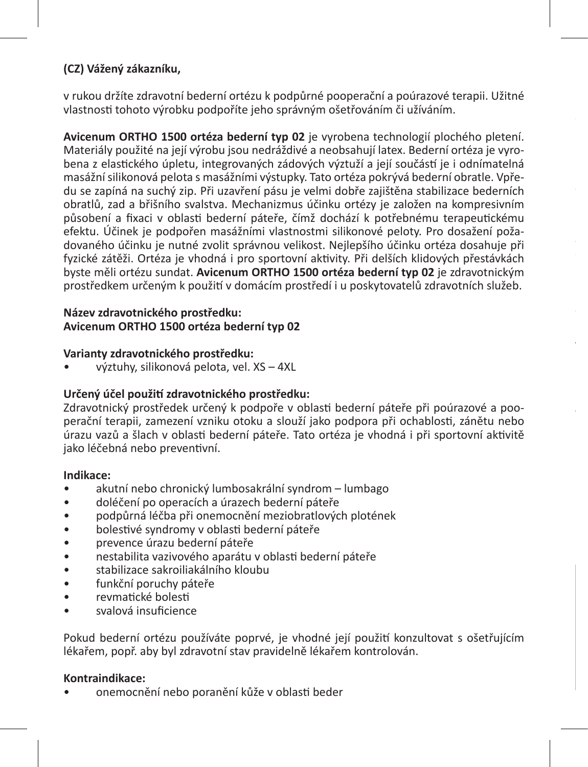**(CZ) Vážený zákazníku,**

v rukou držíte zdravotní bederní ortézu k podpůrné pooperační a poúrazové terapii. Užitné vlastnosti tohoto výrobku podpoříte jeho správným ošetřováním či užíváním.

**Avicenum ORTHO 1500 ortéza bederní typ 02** je vyrobena technologií plochého pletení. Materiály použité na její výrobu jsou nedráždivé a neobsahují latex. Bederní ortéza je vyrobena z elastického úpletu, integrovaných zádových výztuží a její součástí je i odnímatelná masážní silikonová pelota s masážními výstupky. Tato ortéza pokrývá bederní obratle. Vpředu se zapíná na suchý zip. Při uzavření pásu je velmi dobře zajištěna stabilizace bederních obratlů, zad a břišního svalstva. Mechanizmus účinku ortézy je založen na kompresivním působení a fixaci v oblasti bederní páteře, čímž dochází k potřebnému terapeutickému efektu. Účinek je podpořen masážními vlastnostmi silikonové peloty. Pro dosažení požadovaného účinku je nutné zvolit správnou velikost. Nejlepšího účinku ortéza dosahuje při fyzické zátěži. Ortéza je vhodná i pro sportovní aktivity. Při delších klidových přestávkách byste měli ortézu sundat. **Avicenum ORTHO 1500 ortéza bederní typ 02** je zdravotnickým prostředkem určeným k použití v domácím prostředí i u poskytovatelů zdravotních služeb.

**Název zdravotnického prostředku:**
**Avicenum ORTHO 1500 ortéza bederní typ 02**

**Varianty zdravotnického prostředku:**
- výztuhy, silikonová pelota, vel. XS – 4XL

**Určený účel použití zdravotnického prostředku:**
Zdravotnický prostředek určený k podpoře v oblasti bederní páteře při poúrazové a pooperační terapii, zamezení vzniku otoku a slouží jako podpora při ochablosti, zánětu nebo úrazu vazů a šlach v oblasti bederní páteře. Tato ortéza je vhodná i při sportovní aktivitě jako léčebná nebo preventivní.

**Indikace:**
- akutní nebo chronický lumbosakrální syndrom – lumbago
- doléčení po operacích a úrazech bederní páteře
- podpůrná léčba při onemocnění meziobratlových plotének
- bolestivé syndromy v oblasti bederní páteře
- prevence úrazu bederní páteře
- nestabilita vazivového aparátu v oblasti bederní páteře
- stabilizace sakroiliakálního kloubu
- funkční poruchy páteře
- revmatické bolesti
- svalová insuficience

Pokud bederní ortézu používáte poprvé, je vhodné její použití konzultovat s ošetřujícím lékařem, popř. aby byl zdravotní stav pravidelně lékařem kontrolován.

**Kontraindikace:**
- onemocnění nebo poranění kůže v oblasti beder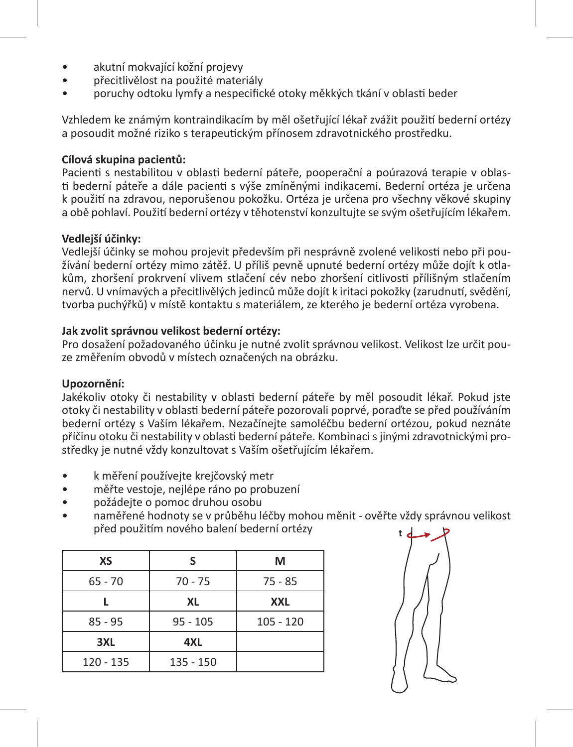- akutní mokvající kožní projevy
- přecitlivělost na použité materiály
- poruchy odtoku lymfy a nespecifické otoky měkkých tkání v oblasti beder

Vzhledem ke známým kontraindikacím by měl ošetřující lékař zvážit použití bederní ortézy a posoudit možné riziko s terapeutickým přínosem zdravotnického prostředku.

**Cílová skupina pacientů:**
Pacienti s nestabilitou v oblasti bederní páteře, pooperační a poúrazová terapie v oblasti bederní páteře a dále pacienti s výše zmíněnými indikacemi. Bederní ortéza je určena k použití na zdravou, neporušenou pokožku. Ortéza je určena pro všechny věkové skupiny a obě pohlaví. Použití bederní ortézy v těhotenství konzultujte se svým ošetřujícím lékařem.

**Vedlejší účinky:**
Vedlejší účinky se mohou projevit především při nesprávně zvolené velikosti nebo při používání bederní ortézy mimo zátěž. U příliš pevně upnuté bederní ortézy může dojít k otlakům, zhoršení prokrvení vlivem stlačení cév nebo zhoršení citlivosti přílišným stlačením nervů. U vnímavých a přecitlivělých jedinců může dojít k iritaci pokožky (zarudnutí, svědění, tvorba puchýřků) v místě kontaktu s materiálem, ze kterého je bederní ortéza vyrobena.

**Jak zvolit správnou velikost bederní ortézy:**
Pro dosažení požadovaného účinku je nutné zvolit správnou velikost. Velikost lze určit pouze změřením obvodů v místech označených na obrázku.

**Upozornění:**
Jakékoliv otoky či nestability v oblasti bederní páteře by měl posoudit lékař. Pokud jste otoky či nestability v oblasti bederní páteře pozorovali poprvé, poraďte se před používáním bederní ortézy s Vaším lékařem. Nezačínejte samoléčbu bederní ortézou, pokud neznáte příčinu otoku či nestability v oblasti bederní páteře. Kombinaci s jinými zdravotnickými prostředky je nutné vždy konzultovat s Vaším ošetřujícím lékařem.

- k měření používejte krejčovský metr
- měřte vestoje, nejlépe ráno po probuzení
- požádejte o pomoc druhou osobu
- naměřené hodnoty se v průběhu léčby mohou měnit - ověřte vždy správnou velikost před použitím nového balení bederní ortézy

| XS | S | M |
|---|---|---|
| 65 - 70 | 70 - 75 | 75 - 85 |
| **L** | **XL** | **XXL** |
| 85 - 95 | 95 - 105 | 105 - 120 |
| **3XL** | **4XL** | |
| 120 - 135 | 135 - 150 | |

t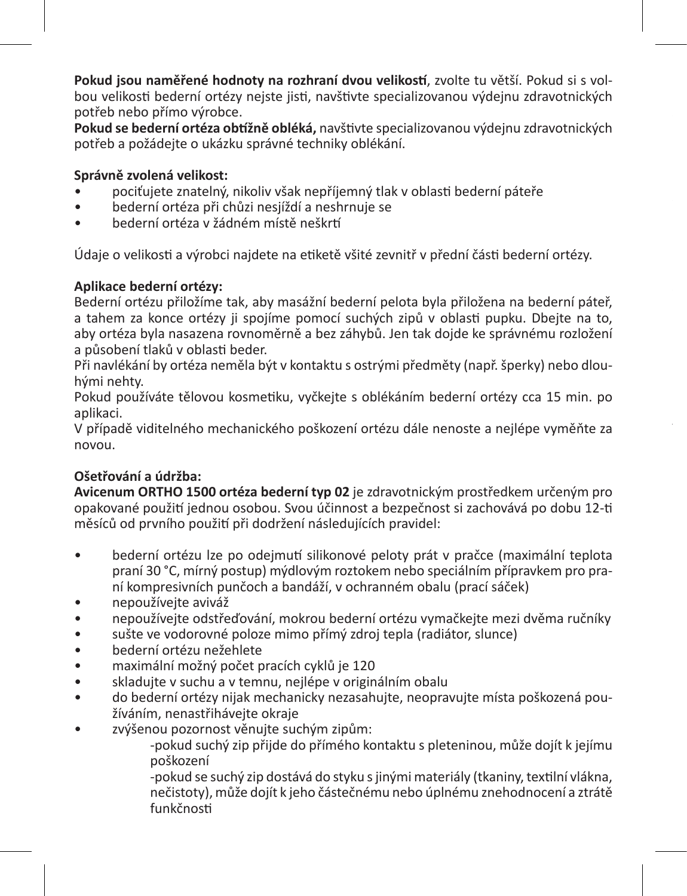**Pokud jsou naměřené hodnoty na rozhraní dvou velikostí**, zvolte tu větší. Pokud si s volbou velikosti bederní ortézy nejste jisti, navštivte specializovanou výdejnu zdravotnických potřeb nebo přímo výrobce.
**Pokud se bederní ortéza obtížně obléká,** navštivte specializovanou výdejnu zdravotnických potřeb a požádejte o ukázku správné techniky oblékání.

**Správně zvolená velikost:**

- pociťujete znatelný, nikoliv však nepříjemný tlak v oblasti bederní páteře
- bederní ortéza při chůzi nesjíždí a neshrnuje se
- bederní ortéza v žádném místě neškrtí

Údaje o velikosti a výrobci najdete na etiketě všité zevnitř v přední části bederní ortézy.

**Aplikace bederní ortézy:**
Bederní ortézu přiložíme tak, aby masážní bederní pelota byla přiložena na bederní páteř, a tahem za konce ortézy ji spojíme pomocí suchých zipů v oblasti pupku. Dbejte na to, aby ortéza byla nasazena rovnoměrně a bez záhybů. Jen tak dojde ke správnému rozložení a působení tlaků v oblasti beder.
Při navlékání by ortéza neměla být v kontaktu s ostrými předměty (např. šperky) nebo dlouhými nehty.
Pokud používáte tělovou kosmetiku, vyčkejte s oblékáním bederní ortézy cca 15 min. po aplikaci.
V případě viditelného mechanického poškození ortézu dále nenoste a nejlépe vyměňte za novou.

**Ošetřování a údržba:**
**Avicenum ORTHO 1500 ortéza bederní typ 02** je zdravotnickým prostředkem určeným pro opakované použití jednou osobou. Svou účinnost a bezpečnost si zachovává po dobu 12-ti měsíců od prvního použití při dodržení následujících pravidel:

- bederní ortézu lze po odejmutí silikonové peloty prát v pračce (maximální teplota praní 30 °C, mírný postup) mýdlovým roztokem nebo speciálním přípravkem pro praní kompresivních punčoch a bandáží, v ochranném obalu (prací sáček)
- nepoužívejte aviváž
- nepoužívejte odstřeďování, mokrou bederní ortézu vymačkejte mezi dvěma ručníky
- sušte ve vodorovné poloze mimo přímý zdroj tepla (radiátor, slunce)
- bederní ortézu nežehlete
- maximální možný počet pracích cyklů je 120
- skladujte v suchu a v temnu, nejlépe v originálním obalu
- do bederní ortézy nijak mechanicky nezasahujte, neopravujte místa poškozená používáním, nenastřihávejte okraje
- zvýšenou pozornost věnujte suchým zipům:
  - pokud suchý zip přijde do přímého kontaktu s pleteninou, může dojít k jejímu poškození
  - pokud se suchý zip dostává do styku s jinými materiály (tkaniny, textilní vlákna, nečistoty), může dojít k jeho částečnému nebo úplnému znehodnocení a ztrátě funkčnosti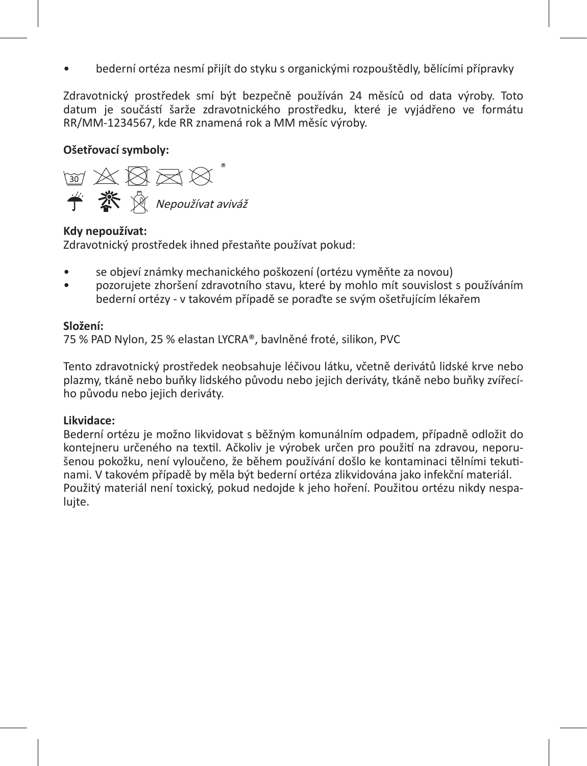- bederní ortéza nesmí přijít do styku s organickými rozpouštědly, bělícími přípravky

Zdravotnický prostředek smí být bezpečně používán 24 měsíců od data výroby. Toto datum je součástí šarže zdravotnického prostředku, které je vyjádřeno ve formátu RR/MM-1234567, kde RR znamená rok a MM měsíc výroby.

**Ošetřovací symboly:**

30 ®

*Nepoužívat aviváž*

**Kdy nepoužívat:**
Zdravotnický prostředek ihned přestaňte používat pokud:

- se objeví známky mechanického poškození (ortézu vyměňte za novou)
- pozorujete zhoršení zdravotního stavu, které by mohlo mít souvislost s používáním bederní ortézy - v takovém případě se poraďte se svým ošetřujícím lékařem

**Složení:**
75 % PAD Nylon, 25 % elastan LYCRA®, bavlněné froté, silikon, PVC

Tento zdravotnický prostředek neobsahuje léčivou látku, včetně derivátů lidské krve nebo plazmy, tkáně nebo buňky lidského původu nebo jejich deriváty, tkáně nebo buňky zvířecího původu nebo jejich deriváty.

**Likvidace:**
Bederní ortézu je možno likvidovat s běžným komunálním odpadem, případně odložit do kontejneru určeného na textil. Ačkoliv je výrobek určen pro použití na zdravou, neporušenou pokožku, není vyloučeno, že během používání došlo ke kontaminaci tělními tekutinami. V takovém případě by měla být bederní ortéza zlikvidována jako infekční materiál.
Použitý materiál není toxický, pokud nedojde k jeho hoření. Použitou ortézu nikdy nespalujte.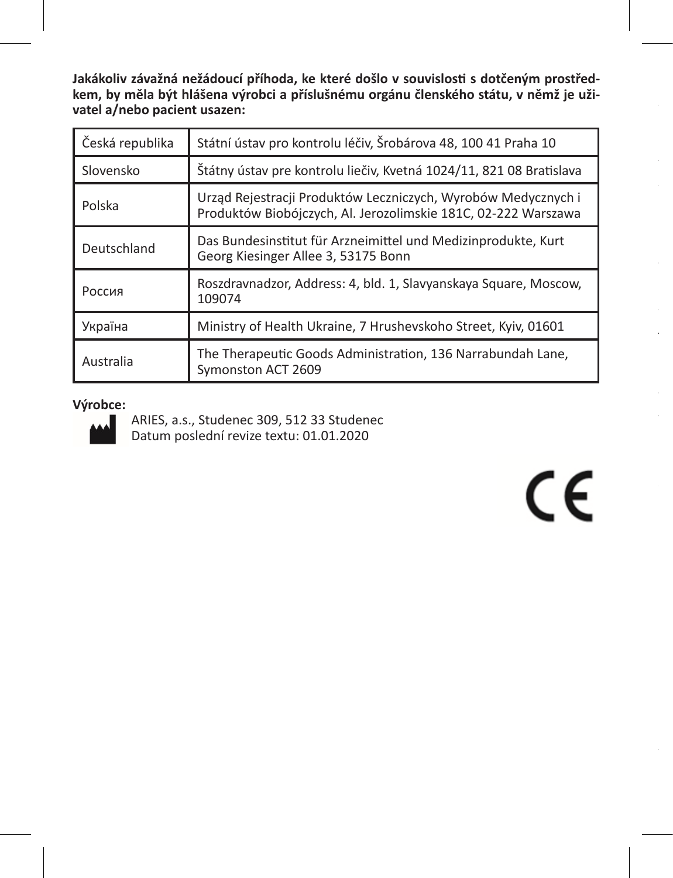**Jakákoliv závažná nežádoucí příhoda, ke které došlo v souvislosti s dotčeným prostředkem, by měla být hlášena výrobci a příslušnému orgánu členského státu, v němž je uživatel a/nebo pacient usazen:**

| | |
|---|---|
| Česká republika | Státní ústav pro kontrolu léčiv, Šrobárova 48, 100 41 Praha 10 |
| Slovensko | Štátny ústav pre kontrolu liečiv, Kvetná 1024/11, 821 08 Bratislava |
| Polska | Urząd Rejestracji Produktów Leczniczych, Wyrobów Medycznych i Produktów Biobójczych, Al. Jerozolimskie 181C, 02-222 Warszawa |
| Deutschland | Das Bundesinstitut für Arzneimittel und Medizinprodukte, Kurt Georg Kiesinger Allee 3, 53175 Bonn |
| Россия | Roszdravnadzor, Address: 4, bld. 1, Slavyanskaya Square, Moscow, 109074 |
| Україна | Ministry of Health Ukraine, 7 Hrushevskoho Street, Kyiv, 01601 |
| Australia | The Therapeutic Goods Administration, 136 Narrabundah Lane, Symonston ACT 2609 |

**Výrobce:**

ARIES, a.s., Studenec 309, 512 33 Studenec
Datum poslední revize textu: 01.01.2020

CE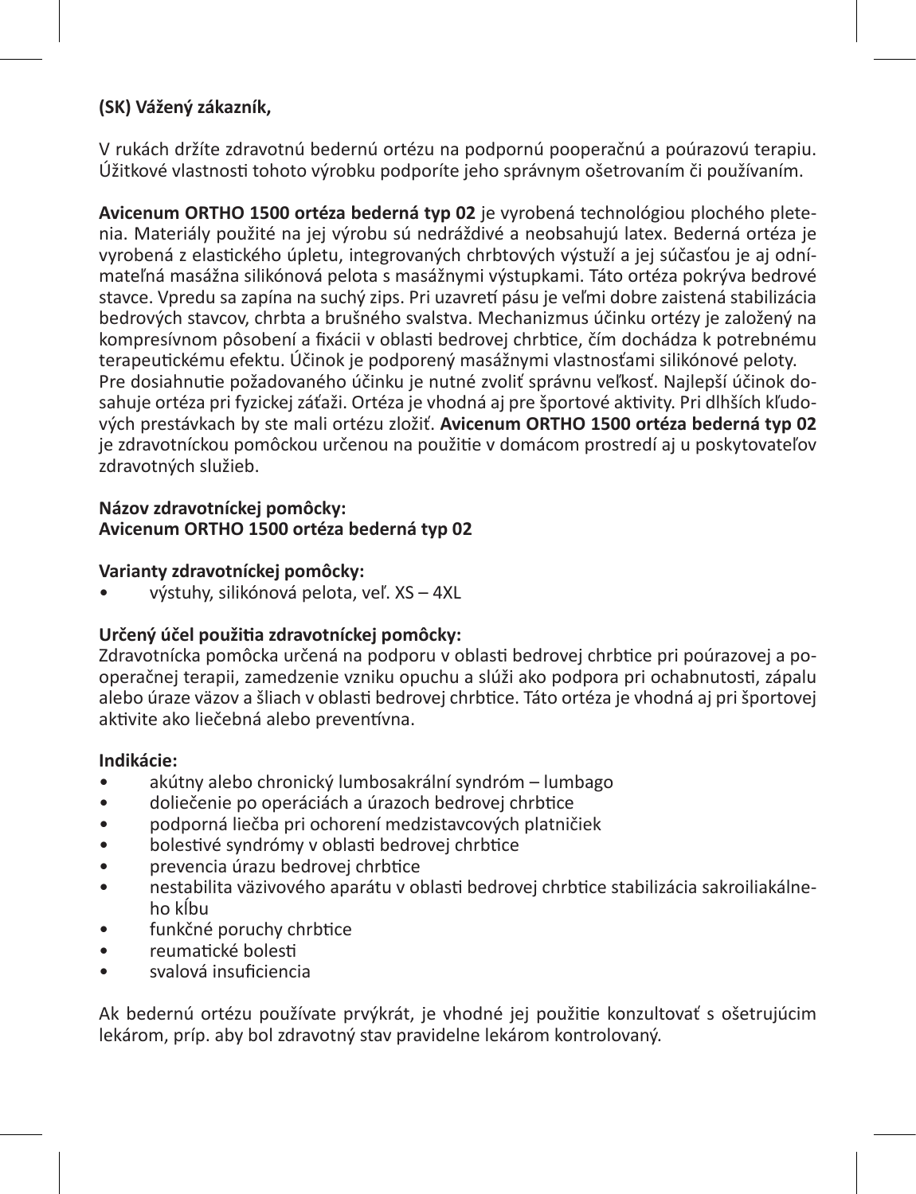**(SK) Vážený zákazník,**

V rukách držíte zdravotnú bedernú ortézu na podpornú pooperačnú a poúrazovú terapiu. Úžitkové vlastnosti tohoto výrobku podporíte jeho správnym ošetrovaním či používaním.

**Avicenum ORTHO 1500 ortéza bederná typ 02** je vyrobená technológiou plochého pletenia. Materiály použité na jej výrobu sú nedráždivé a neobsahujú latex. Bederná ortéza je vyrobená z elastického úpletu, integrovaných chrbtových výstuží a jej súčasťou je aj odnímateľná masážna silikónová pelota s masážnymi výstupkami. Táto ortéza pokrýva bedrové stavce. Vpredu sa zapína na suchý zips. Pri uzavretí pásu je veľmi dobre zaistená stabilizácia bedrových stavcov, chrbta a brušného svalstva. Mechanizmus účinku ortézy je založený na kompresívnom pôsobení a fixácii v oblasti bedrovej chrbtice, čím dochádza k potrebnému terapeutickému efektu. Účinok je podporený masážnymi vlastnosťami silikónové peloty.
Pre dosiahnutie požadovaného účinku je nutné zvoliť správnu veľkosť. Najlepší účinok dosahuje ortéza pri fyzickej záťaži. Ortéza je vhodná aj pre športové aktivity. Pri dlhších kľudových prestávkach by ste mali ortézu zložiť. **Avicenum ORTHO 1500 ortéza bederná typ 02** je zdravotníckou pomôckou určenou na použitie v domácom prostredí aj u poskytovateľov zdravotných služieb.

**Názov zdravotníckej pomôcky:**
**Avicenum ORTHO 1500 ortéza bederná typ 02**

**Varianty zdravotníckej pomôcky:**

- výstuhy, silikónová pelota, veľ. XS – 4XL

**Určený účel použitia zdravotníckej pomôcky:**
Zdravotnícka pomôcka určená na podporu v oblasti bedrovej chrbtice pri poúrazovej a pooperačnej terapii, zamedzenie vzniku opuchu a slúži ako podpora pri ochabnutosti, zápalu alebo úraze väzov a šliach v oblasti bedrovej chrbtice. Táto ortéza je vhodná aj pri športovej aktivite ako liečebná alebo preventívna.

**Indikácie:**

- akútny alebo chronický lumbosakrální syndróm – lumbago
- doliečenie po operáciách a úrazoch bedrovej chrbtice
- podporná liečba pri ochorení medzistavcových platničiek
- bolestivé syndrómy v oblasti bedrovej chrbtice
- prevencia úrazu bedrovej chrbtice
- nestabilita väzivového aparátu v oblasti bedrovej chrbtice stabilizácia sakroiliakálneho kĺbu
- funkčné poruchy chrbtice
- reumatické bolesti
- svalová insuficiencia

Ak bedernú ortézu používate prvýkrát, je vhodné jej použitie konzultovať s ošetrujúcim lekárom, príp. aby bol zdravotný stav pravidelne lekárom kontrolovaný.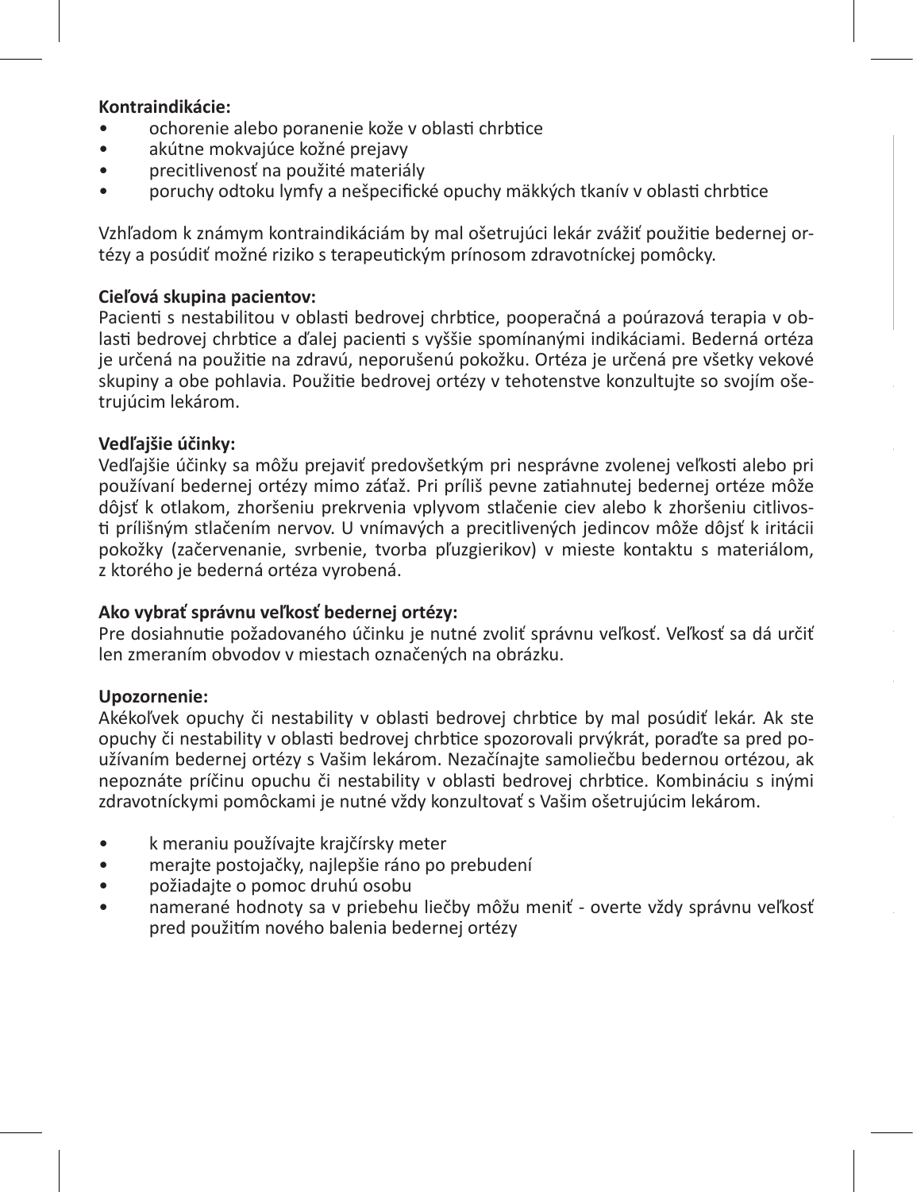**Kontraindikácie:**

- ochorenie alebo poranenie kože v oblasti chrbtice
- akútne mokvajúce kožné prejavy
- precitlivenosť na použité materiály
- poruchy odtoku lymfy a nešpecifické opuchy mäkkých tkanív v oblasti chrbtice

Vzhľadom k známym kontraindikáciám by mal ošetrujúci lekár zvážiť použitie bedernej ortézy a posúdiť možné riziko s terapeutickým prínosom zdravotníckej pomôcky.

**Cieľová skupina pacientov:**
Pacienti s nestabilitou v oblasti bedrovej chrbtice, pooperačná a poúrazová terapia v oblasti bedrovej chrbtice a ďalej pacienti s vyššie spomínanými indikáciami. Bederná ortéza je určená na použitie na zdravú, neporušenú pokožku. Ortéza je určená pre všetky vekové skupiny a obe pohlavia. Použitie bedrovej ortézy v tehotenstve konzultujte so svojím ošetrujúcim lekárom.

**Vedľajšie účinky:**
Vedľajšie účinky sa môžu prejaviť predovšetkým pri nesprávne zvolenej veľkosti alebo pri používaní bedernej ortézy mimo záťaž. Pri príliš pevne zatiahnutej bedernej ortéze môže dôjsť k otlakom, zhoršeniu prekrvenia vplyvom stlačenie ciev alebo k zhoršeniu citlivosti príliš­ným stlačením nervov. U vnímavých a precitlivených jedincov môže dôjsť k iritácii pokožky (začervenanie, svrbenie, tvorba pľuzgierikov) v mieste kontaktu s materiálom, z ktorého je bederná ortéza vyrobená.

**Ako vybrať správnu veľkosť bedernej ortézy:**
Pre dosiahnutie požadovaného účinku je nutné zvoliť správnu veľkosť. Veľkosť sa dá určiť len zmeraním obvodov v miestach označených na obrázku.

**Upozornenie:**
Akékoľvek opuchy či nestability v oblasti bedrovej chrbtice by mal posúdiť lekár. Ak ste opuchy či nestability v oblasti bedrovej chrbtice spozorovali prvýkrát, poraďte sa pred používaním bedernej ortézy s Vašim lekárom. Nezačínajte samoliečbu bedernou ortézou, ak nepoznáte príčinu opuchu či nestability v oblasti bedrovej chrbtice. Kombináciu s inými zdravotníckymi pomôckami je nutné vždy konzultovať s Vašim ošetrujúcim lekárom.

- k meraniu používajte krajčírsky meter
- merajte postojačky, najlepšie ráno po prebudení
- požiadajte o pomoc druhú osobu
- namerané hodnoty sa v priebehu liečby môžu meniť - overte vždy správnu veľkosť pred použitím nového balenia bedernej ortézy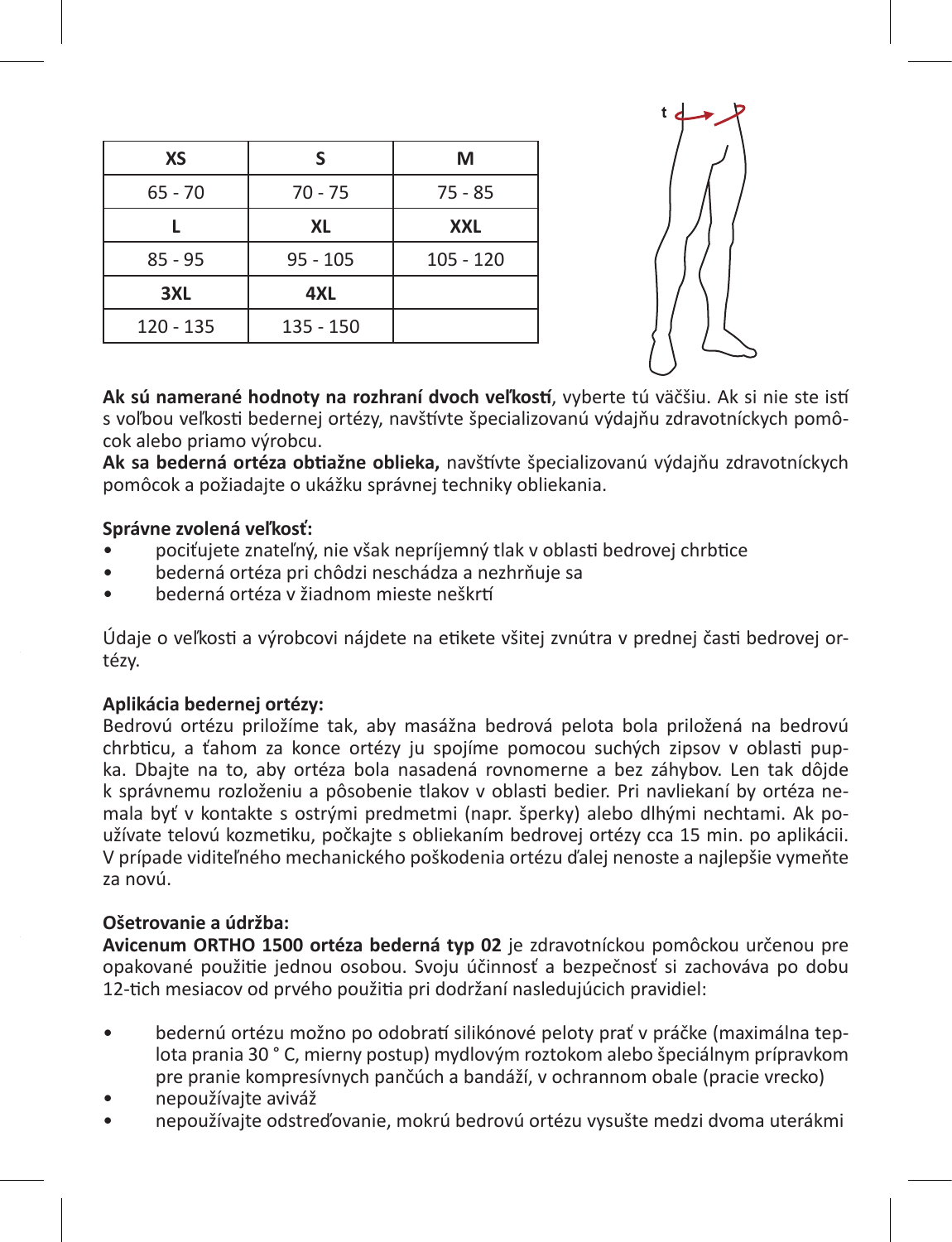| XS | S | M |
| --- | --- | --- |
| 65 - 70 | 70 - 75 | 75 - 85 |
| **L** | **XL** | **XXL** |
| 85 - 95 | 95 - 105 | 105 - 120 |
| **3XL** | **4XL** | |
| 120 - 135 | 135 - 150 | |

**Ak sú namerané hodnoty na rozhraní dvoch veľkostí**, vyberte tú väčšiu. Ak si nie ste istí s voľbou veľkosti bedernej ortézy, navštívte špecializovanú výdajňu zdravotníckych pomôcok alebo priamo výrobcu.
**Ak sa bederná ortéza obtiažne oblieka,** navštívte špecializovanú výdajňu zdravotníckych pomôcok a požiadajte o ukážku správnej techniky obliekania.

**Správne zvolená veľkosť:**

- pociťujete znateľný, nie však nepríjemný tlak v oblasti bedrovej chrbtice
- bederná ortéza pri chôdzi neschádza a nezhrňuje sa
- bederná ortéza v žiadnom mieste neškrtí

Údaje o veľkosti a výrobcovi nájdete na etikete všitej zvnútra v prednej časti bedrovej ortézy.

**Aplikácia bedernej ortézy:**
Bedrovú ortézu priložíme tak, aby masážna bedrová pelota bola priložená na bedrovú chrbticu, a ťahom za konce ortézy ju spojíme pomocou suchých zipsov v oblasti pupka. Dbajte na to, aby ortéza bola nasadená rovnomerne a bez záhybov. Len tak dôjde k správnemu rozloženiu a pôsobenie tlakov v oblasti bedier. Pri navliekaní by ortéza nemala byť v kontakte s ostrými predmetmi (napr. šperky) alebo dlhými nechtami. Ak používate telovú kozmetiku, počkajte s obliekaním bedrovej ortézy cca 15 min. po aplikácii. V prípade viditeľného mechanického poškodenia ortézu ďalej nenoste a najlepšie vymeňte za novú.

**Ošetrovanie a údržba:**
**Avicenum ORTHO 1500 ortéza bederná typ 02** je zdravotníckou pomôckou určenou pre opakované použitie jednou osobou. Svoju účinnosť a bezpečnosť si zachováva po dobu 12-tich mesiacov od prvého použitia pri dodržaní nasledujúcich pravidiel:

- bedernú ortézu možno po odobratí silikónové peloty prať v práčke (maximálna teplota prania 30 ° C, mierny postup) mydlovým roztokom alebo špeciálnym prípravkom pre pranie kompresívnych pančúch a bandáží, v ochrannom obale (pracie vrecko)
- nepoužívajte aviváž
- nepoužívajte odstreďovanie, mokrú bedrovú ortézu vysušte medzi dvoma uterákmi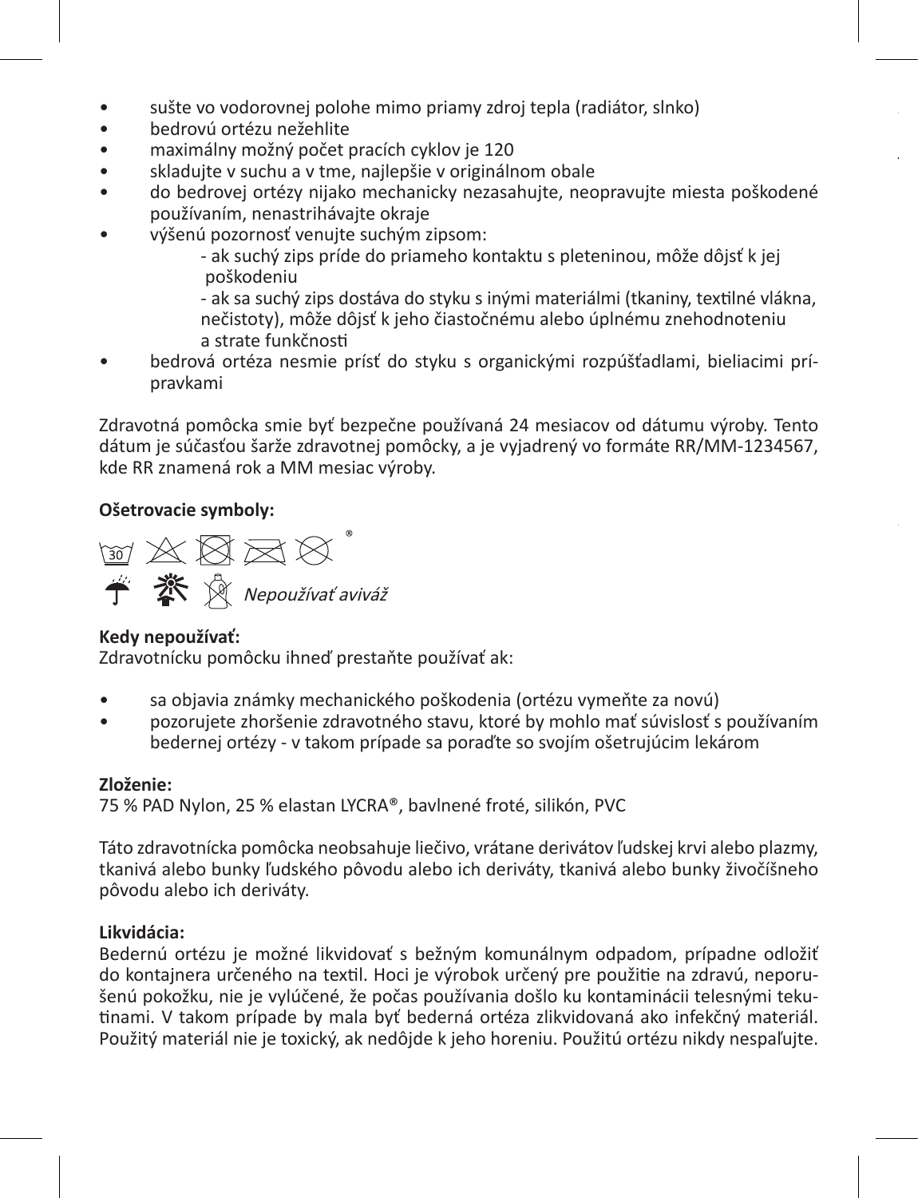- sušte vo vodorovnej polohe mimo priamy zdroj tepla (radiátor, slnko)
- bedrovú ortézu nežehlite
- maximálny možný počet pracích cyklov je 120
- skladujte v suchu a v tme, najlepšie v originálnom obale
- do bedrovej ortézy nijako mechanicky nezasahujte, neopravujte miesta poškodené používaním, nenastrihávajte okraje
- výšenú pozornosť venujte suchým zipsom:
  - ak suchý zips príde do priameho kontaktu s pleteninou, môže dôjsť k jej poškodeniu
  - ak sa suchý zips dostáva do styku s inými materiálmi (tkaniny, textilné vlákna, nečistoty), môže dôjsť k jeho čiastočnému alebo úplnému znehodnoteniu a strate funkčnosti
- bedrová ortéza nesmie prísť do styku s organickými rozpúšťadlami, bieliacimi prípravkami

Zdravotná pomôcka smie byť bezpečne používaná 24 mesiacov od dátumu výroby. Tento dátum je súčasťou šarže zdravotnej pomôcky, a je vyjadrený vo formáte RR/MM-1234567, kde RR znamená rok a MM mesiac výroby.

**Ošetrovacie symboly:**

30 ®

*Nepoužívať aviváž*

**Kedy nepoužívať:**
Zdravotnícku pomôcku ihneď prestaňte používať ak:

- sa objavia známky mechanického poškodenia (ortézu vymeňte za novú)
- pozorujete zhoršenie zdravotného stavu, ktoré by mohlo mať súvislosť s používaním bedernej ortézy - v takom prípade sa poraďte so svojím ošetrujúcim lekárom

**Zloženie:**
75 % PAD Nylon, 25 % elastan LYCRA®, bavlnené froté, silikón, PVC

Táto zdravotnícka pomôcka neobsahuje liečivo, vrátane derivátov ľudskej krvi alebo plazmy, tkanivá alebo bunky ľudského pôvodu alebo ich deriváty, tkanivá alebo bunky živočíšneho pôvodu alebo ich deriváty.

**Likvidácia:**
Bedernú ortézu je možné likvidovať s bežným komunálnym odpadom, prípadne odložiť do kontajnera určeného na textil. Hoci je výrobok určený pre použitie na zdravú, neporušenú pokožku, nie je vylúčené, že počas používania došlo ku kontaminácii telesnými tekutinami. V takom prípade by mala byť bederná ortéza zlikvidovaná ako infekčný materiál. Použitý materiál nie je toxický, ak nedôjde k jeho horeniu. Použitú ortézu nikdy nespaľujte.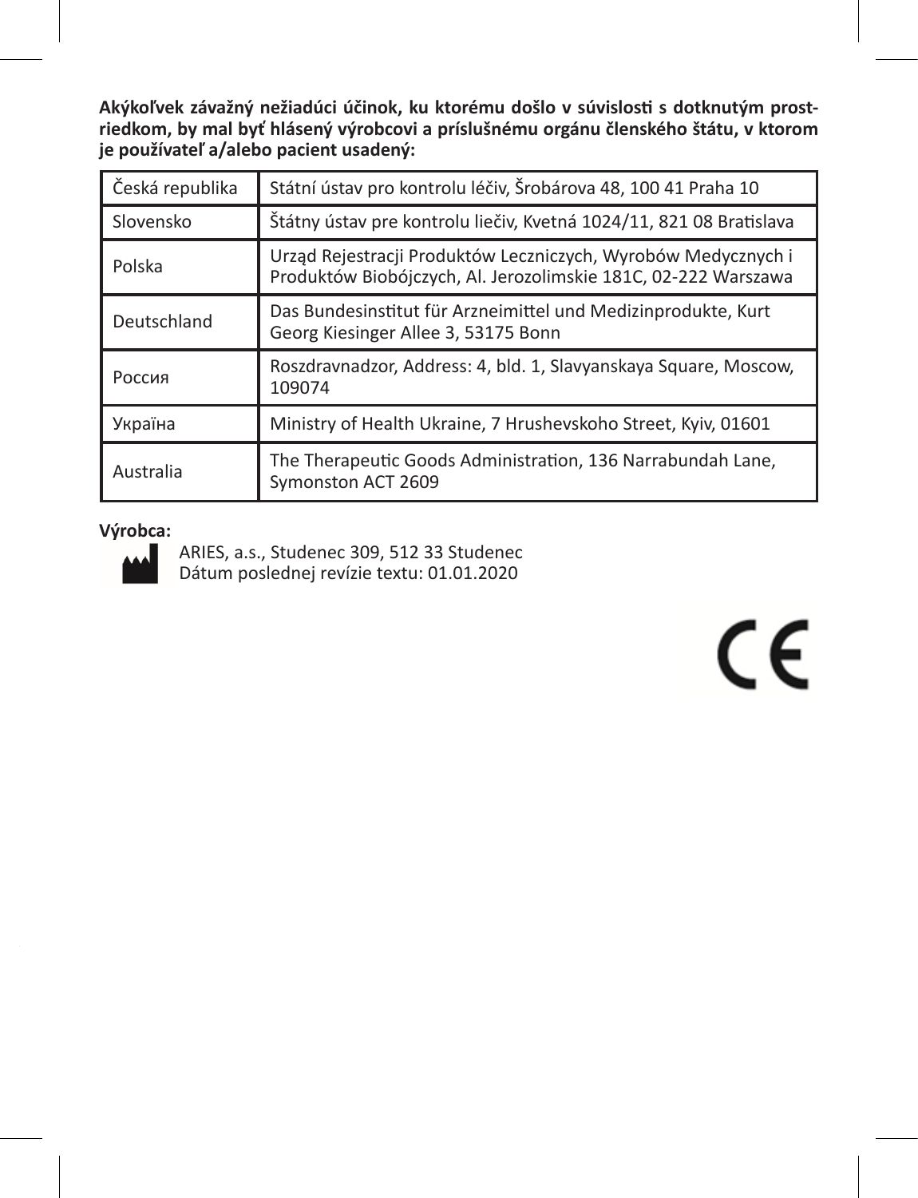**Akýkoľvek závažný nežiadúci účinok, ku ktorému došlo v súvislosti s dotknutým prostriedkom, by mal byť hlásený výrobcovi a príslušnému orgánu členského štátu, v ktorom je používateľ a/alebo pacient usadený:**

| Česká republika | Státní ústav pro kontrolu léčiv, Šrobárova 48, 100 41 Praha 10 |
|---|---|
| Slovensko | Štátny ústav pre kontrolu liečiv, Kvetná 1024/11, 821 08 Bratislava |
| Polska | Urząd Rejestracji Produktów Leczniczych, Wyrobów Medycznych i Produktów Biobójczych, Al. Jerozolimskie 181C, 02-222 Warszawa |
| Deutschland | Das Bundesinstitut für Arzneimittel und Medizinprodukte, Kurt Georg Kiesinger Allee 3, 53175 Bonn |
| Россия | Roszdravnadzor, Address: 4, bld. 1, Slavyanskaya Square, Moscow, 109074 |
| Україна | Ministry of Health Ukraine, 7 Hrushevskoho Street, Kyiv, 01601 |
| Australia | The Therapeutic Goods Administration, 136 Narrabundah Lane, Symonston ACT 2609 |

**Výrobca:**

ARIES, a.s., Studenec 309, 512 33 Studenec
Dátum poslednej revízie textu: 01.01.2020

CE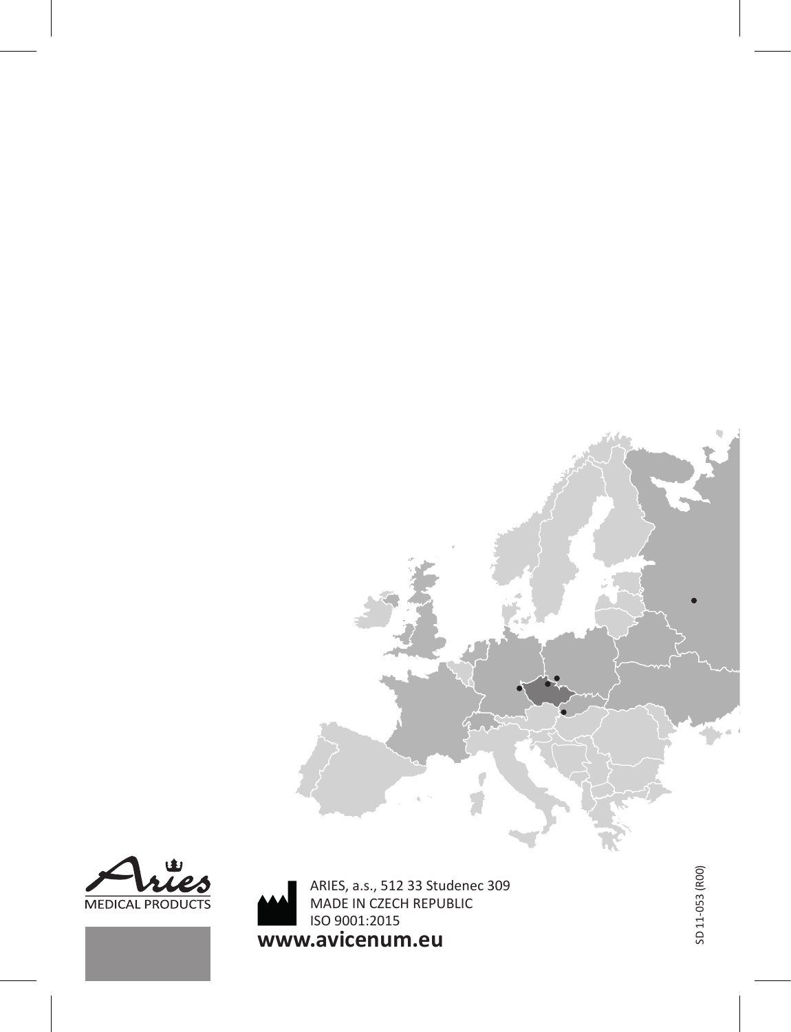Aries
MEDICAL PRODUCTS

ARIES, a.s., 512 33 Studenec 309
MADE IN CZECH REPUBLIC
ISO 9001:2015

**www.avicenum.eu**

SD 11-053 (R00)